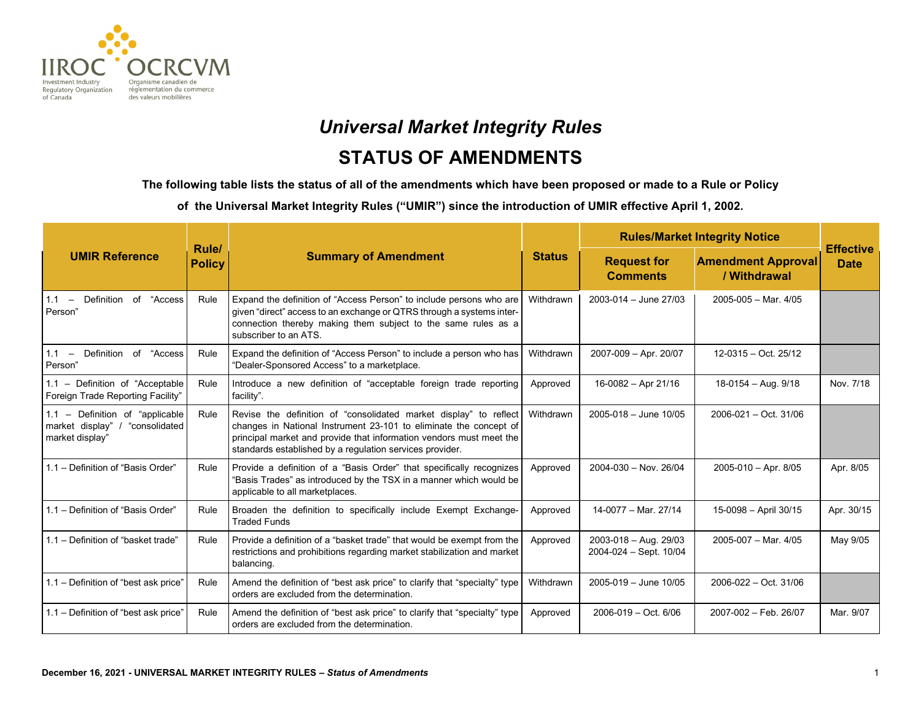IIROC OCRCVM
Investment Industry Regulatory Organization of Canada
Organisme canadien de réglementation du commerce des valeurs mobilières

# *Universal Market Integrity Rules*

# STATUS OF AMENDMENTS

**The following table lists the status of all of the amendments which have been proposed or made to a Rule or Policy of the Universal Market Integrity Rules ("UMIR") since the introduction of UMIR effective April 1, 2002.**

| UMIR Reference | Rule/ Policy | Summary of Amendment | Status | Rules/Market Integrity Notice | | Effective Date |
|---|---|---|---|---|---|---|
| | | | | Request for Comments | Amendment Approval / Withdrawal | |
| 1.1 – Definition of "Access Person" | Rule | Expand the definition of "Access Person" to include persons who are given "direct" access to an exchange or QTRS through a systems inter-connection thereby making them subject to the same rules as a subscriber to an ATS. | Withdrawn | 2003-014 – June 27/03 | 2005-005 – Mar. 4/05 | |
| 1.1 – Definition of "Access Person" | Rule | Expand the definition of "Access Person" to include a person who has "Dealer-Sponsored Access" to a marketplace. | Withdrawn | 2007-009 – Apr. 20/07 | 12-0315 – Oct. 25/12 | |
| 1.1 – Definition of "Acceptable Foreign Trade Reporting Facility" | Rule | Introduce a new definition of "acceptable foreign trade reporting facility". | Approved | 16-0082 – Apr 21/16 | 18-0154 – Aug. 9/18 | Nov. 7/18 |
| 1.1 – Definition of "applicable market display" / "consolidated market display" | Rule | Revise the definition of "consolidated market display" to reflect changes in National Instrument 23-101 to eliminate the concept of principal market and provide that information vendors must meet the standards established by a regulation services provider. | Withdrawn | 2005-018 – June 10/05 | 2006-021 – Oct. 31/06 | |
| 1.1 – Definition of "Basis Order" | Rule | Provide a definition of a "Basis Order" that specifically recognizes "Basis Trades" as introduced by the TSX in a manner which would be applicable to all marketplaces. | Approved | 2004-030 – Nov. 26/04 | 2005-010 – Apr. 8/05 | Apr. 8/05 |
| 1.1 – Definition of "Basis Order" | Rule | Broaden the definition to specifically include Exempt Exchange-Traded Funds | Approved | 14-0077 – Mar. 27/14 | 15-0098 – April 30/15 | Apr. 30/15 |
| 1.1 – Definition of "basket trade" | Rule | Provide a definition of a "basket trade" that would be exempt from the restrictions and prohibitions regarding market stabilization and market balancing. | Approved | 2003-018 – Aug. 29/03<br>2004-024 – Sept. 10/04 | 2005-007 – Mar. 4/05 | May 9/05 |
| 1.1 – Definition of "best ask price" | Rule | Amend the definition of "best ask price" to clarify that "specialty" type orders are excluded from the determination. | Withdrawn | 2005-019 – June 10/05 | 2006-022 – Oct. 31/06 | |
| 1.1 – Definition of "best ask price" | Rule | Amend the definition of "best ask price" to clarify that "specialty" type orders are excluded from the determination. | Approved | 2006-019 – Oct. 6/06 | 2007-002 – Feb. 26/07 | Mar. 9/07 |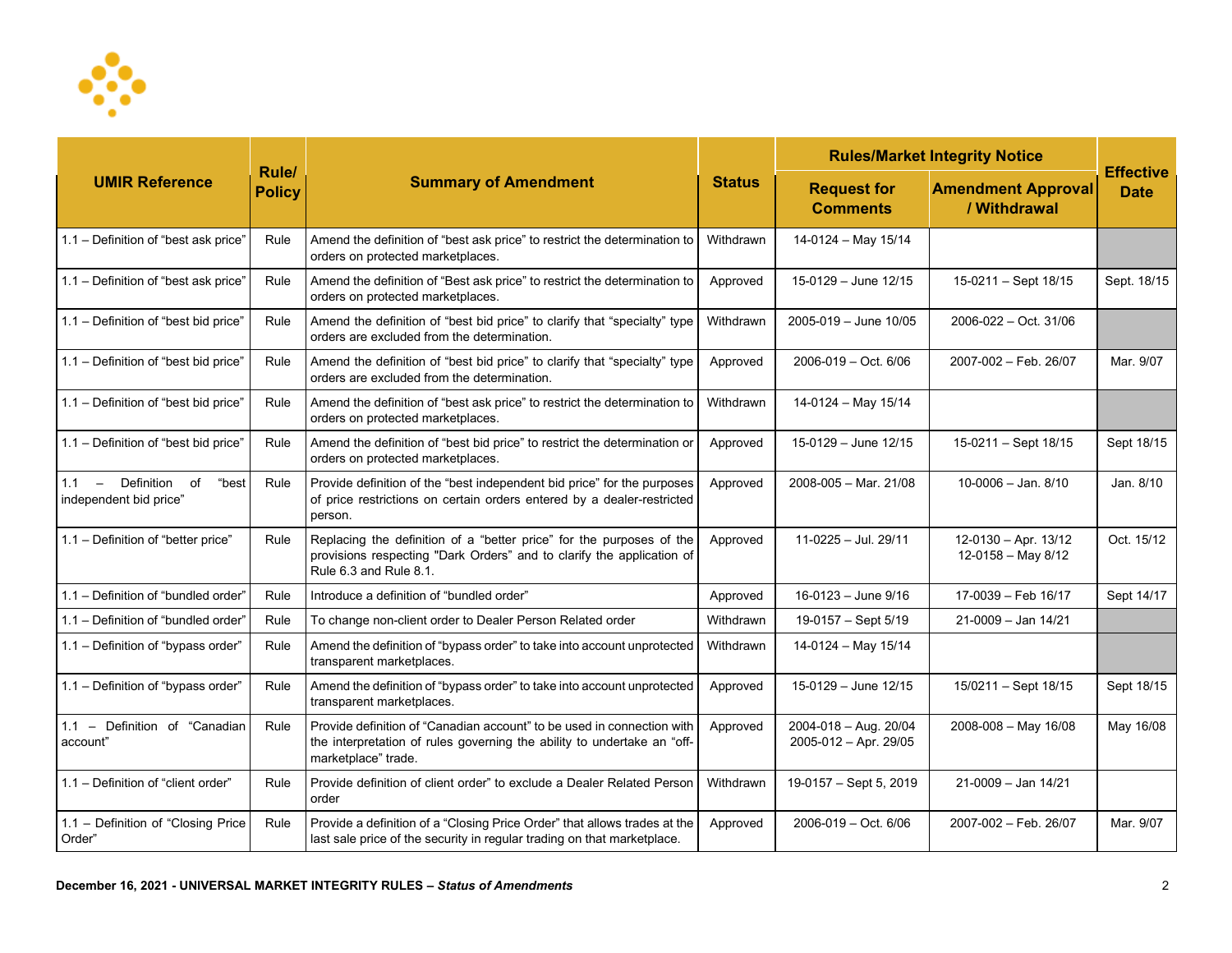| UMIR Reference | Rule/ Policy | Summary of Amendment | Status | Rules/Market Integrity Notice | | Effective Date |
|---|---|---|---|---|---|---|
| | | | | Request for Comments | Amendment Approval / Withdrawal | |
| 1.1 – Definition of "best ask price" | Rule | Amend the definition of "best ask price" to restrict the determination to orders on protected marketplaces. | Withdrawn | 14-0124 – May 15/14 | | |
| 1.1 – Definition of "best ask price" | Rule | Amend the definition of "Best ask price" to restrict the determination to orders on protected marketplaces. | Approved | 15-0129 – June 12/15 | 15-0211 – Sept 18/15 | Sept. 18/15 |
| 1.1 – Definition of "best bid price" | Rule | Amend the definition of "best bid price" to clarify that "specialty" type orders are excluded from the determination. | Withdrawn | 2005-019 – June 10/05 | 2006-022 – Oct. 31/06 | |
| 1.1 – Definition of "best bid price" | Rule | Amend the definition of "best bid price" to clarify that "specialty" type orders are excluded from the determination. | Approved | 2006-019 – Oct. 6/06 | 2007-002 – Feb. 26/07 | Mar. 9/07 |
| 1.1 – Definition of "best bid price" | Rule | Amend the definition of "best ask price" to restrict the determination to orders on protected marketplaces. | Withdrawn | 14-0124 – May 15/14 | | |
| 1.1 – Definition of "best bid price" | Rule | Amend the definition of "best bid price" to restrict the determination or orders on protected marketplaces. | Approved | 15-0129 – June 12/15 | 15-0211 – Sept 18/15 | Sept 18/15 |
| 1.1 – Definition of "best independent bid price" | Rule | Provide definition of the "best independent bid price" for the purposes of price restrictions on certain orders entered by a dealer-restricted person. | Approved | 2008-005 – Mar. 21/08 | 10-0006 – Jan. 8/10 | Jan. 8/10 |
| 1.1 – Definition of "better price" | Rule | Replacing the definition of a "better price" for the purposes of the provisions respecting "Dark Orders" and to clarify the application of Rule 6.3 and Rule 8.1. | Approved | 11-0225 – Jul. 29/11 | 12-0130 – Apr. 13/12<br>12-0158 – May 8/12 | Oct. 15/12 |
| 1.1 – Definition of "bundled order" | Rule | Introduce a definition of "bundled order" | Approved | 16-0123 – June 9/16 | 17-0039 – Feb 16/17 | Sept 14/17 |
| 1.1 – Definition of "bundled order" | Rule | To change non-client order to Dealer Person Related order | Withdrawn | 19-0157 – Sept 5/19 | 21-0009 – Jan 14/21 | |
| 1.1 – Definition of "bypass order" | Rule | Amend the definition of "bypass order" to take into account unprotected transparent marketplaces. | Withdrawn | 14-0124 – May 15/14 | | |
| 1.1 – Definition of "bypass order" | Rule | Amend the definition of "bypass order" to take into account unprotected transparent marketplaces. | Approved | 15-0129 – June 12/15 | 15/0211 – Sept 18/15 | Sept 18/15 |
| 1.1 – Definition of "Canadian account" | Rule | Provide definition of "Canadian account" to be used in connection with the interpretation of rules governing the ability to undertake an "off-marketplace" trade. | Approved | 2004-018 – Aug. 20/04<br>2005-012 – Apr. 29/05 | 2008-008 – May 16/08 | May 16/08 |
| 1.1 – Definition of "client order" | Rule | Provide definition of client order" to exclude a Dealer Related Person order | Withdrawn | 19-0157 – Sept 5, 2019 | 21-0009 – Jan 14/21 | |
| 1.1 – Definition of "Closing Price Order" | Rule | Provide a definition of a "Closing Price Order" that allows trades at the last sale price of the security in regular trading on that marketplace. | Approved | 2006-019 – Oct. 6/06 | 2007-002 – Feb. 26/07 | Mar. 9/07 |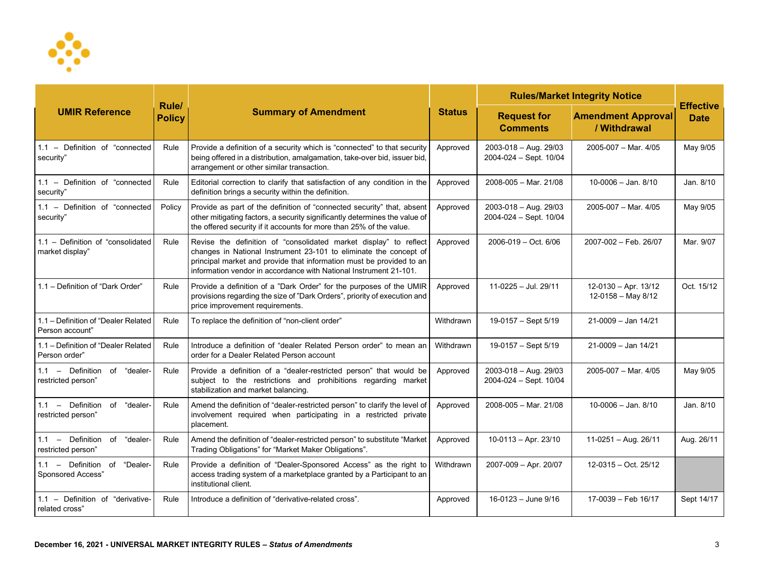| UMIR Reference | Rule/ Policy | Summary of Amendment | Status | Rules/Market Integrity Notice | | Effective Date |
|---|---|---|---|---|---|---|
| | | | | Request for Comments | Amendment Approval / Withdrawal | |
| 1.1 – Definition of "connected security" | Rule | Provide a definition of a security which is "connected" to that security being offered in a distribution, amalgamation, take-over bid, issuer bid, arrangement or other similar transaction. | Approved | 2003-018 – Aug. 29/03 2004-024 – Sept. 10/04 | 2005-007 – Mar. 4/05 | May 9/05 |
| 1.1 – Definition of "connected security" | Rule | Editorial correction to clarify that satisfaction of any condition in the definition brings a security within the definition. | Approved | 2008-005 – Mar. 21/08 | 10-0006 – Jan. 8/10 | Jan. 8/10 |
| 1.1 – Definition of "connected security" | Policy | Provide as part of the definition of "connected security" that, absent other mitigating factors, a security significantly determines the value of the offered security if it accounts for more than 25% of the value. | Approved | 2003-018 – Aug. 29/03 2004-024 – Sept. 10/04 | 2005-007 – Mar. 4/05 | May 9/05 |
| 1.1 – Definition of "consolidated market display" | Rule | Revise the definition of "consolidated market display" to reflect changes in National Instrument 23-101 to eliminate the concept of principal market and provide that information must be provided to an information vendor in accordance with National Instrument 21-101. | Approved | 2006-019 – Oct. 6/06 | 2007-002 – Feb. 26/07 | Mar. 9/07 |
| 1.1 – Definition of "Dark Order" | Rule | Provide a definition of a "Dark Order" for the purposes of the UMIR provisions regarding the size of "Dark Orders", priority of execution and price improvement requirements. | Approved | 11-0225 – Jul. 29/11 | 12-0130 – Apr. 13/12 12-0158 – May 8/12 | Oct. 15/12 |
| 1.1 – Definition of "Dealer Related Person account" | Rule | To replace the definition of "non-client order" | Withdrawn | 19-0157 – Sept 5/19 | 21-0009 – Jan 14/21 | |
| 1.1 – Definition of "Dealer Related Person order" | Rule | Introduce a definition of "dealer Related Person order" to mean an order for a Dealer Related Person account | Withdrawn | 19-0157 – Sept 5/19 | 21-0009 – Jan 14/21 | |
| 1.1 – Definition of "dealer-restricted person" | Rule | Provide a definition of a "dealer-restricted person" that would be subject to the restrictions and prohibitions regarding market stabilization and market balancing. | Approved | 2003-018 – Aug. 29/03 2004-024 – Sept. 10/04 | 2005-007 – Mar. 4/05 | May 9/05 |
| 1.1 – Definition of "dealer-restricted person" | Rule | Amend the definition of "dealer-restricted person" to clarify the level of involvement required when participating in a restricted private placement. | Approved | 2008-005 – Mar. 21/08 | 10-0006 – Jan. 8/10 | Jan. 8/10 |
| 1.1 – Definition of "dealer-restricted person" | Rule | Amend the definition of "dealer-restricted person" to substitute "Market Trading Obligations" for "Market Maker Obligations". | Approved | 10-0113 – Apr. 23/10 | 11-0251 – Aug. 26/11 | Aug. 26/11 |
| 1.1 – Definition of "Dealer-Sponsored Access" | Rule | Provide a definition of "Dealer-Sponsored Access" as the right to access trading system of a marketplace granted by a Participant to an institutional client. | Withdrawn | 2007-009 – Apr. 20/07 | 12-0315 – Oct. 25/12 | |
| 1.1 – Definition of "derivative-related cross" | Rule | Introduce a definition of "derivative-related cross". | Approved | 16-0123 – June 9/16 | 17-0039 – Feb 16/17 | Sept 14/17 |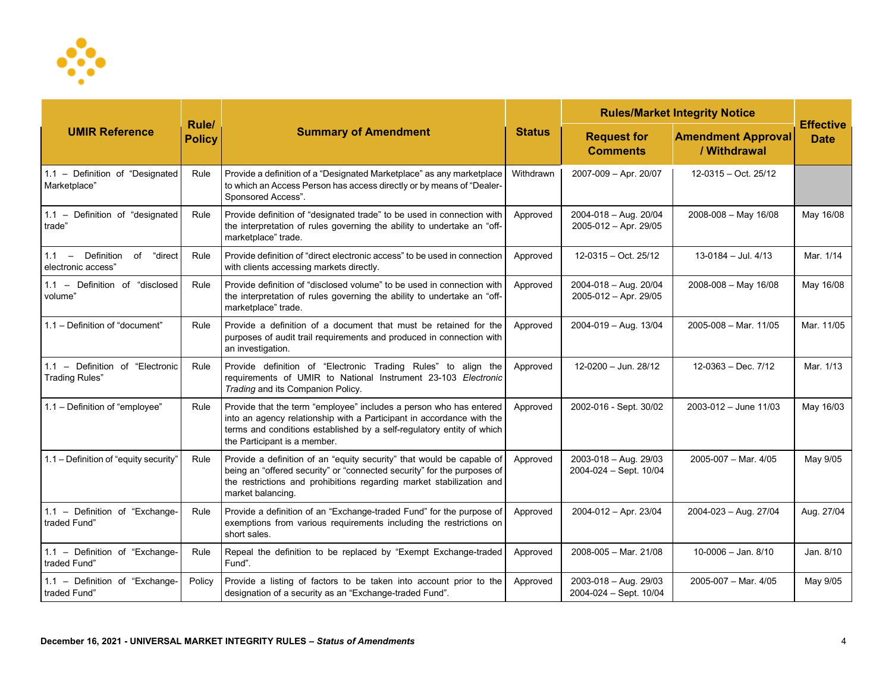| UMIR Reference | Rule/ Policy | Summary of Amendment | Status | Rules/Market Integrity Notice | | Effective Date |
|---|---|---|---|---|---|---|
| | | | | Request for Comments | Amendment Approval / Withdrawal | |
| 1.1 – Definition of "Designated Marketplace" | Rule | Provide a definition of a "Designated Marketplace" as any marketplace to which an Access Person has access directly or by means of "Dealer-Sponsored Access". | Withdrawn | 2007-009 – Apr. 20/07 | 12-0315 – Oct. 25/12 | |
| 1.1 – Definition of "designated trade" | Rule | Provide definition of "designated trade" to be used in connection with the interpretation of rules governing the ability to undertake an "off-marketplace" trade. | Approved | 2004-018 – Aug. 20/04<br>2005-012 – Apr. 29/05 | 2008-008 – May 16/08 | May 16/08 |
| 1.1 – Definition of "direct electronic access" | Rule | Provide definition of "direct electronic access" to be used in connection with clients accessing markets directly. | Approved | 12-0315 – Oct. 25/12 | 13-0184 – Jul. 4/13 | Mar. 1/14 |
| 1.1 – Definition of "disclosed volume" | Rule | Provide definition of "disclosed volume" to be used in connection with the interpretation of rules governing the ability to undertake an "off-marketplace" trade. | Approved | 2004-018 – Aug. 20/04<br>2005-012 – Apr. 29/05 | 2008-008 – May 16/08 | May 16/08 |
| 1.1 – Definition of "document" | Rule | Provide a definition of a document that must be retained for the purposes of audit trail requirements and produced in connection with an investigation. | Approved | 2004-019 – Aug. 13/04 | 2005-008 – Mar. 11/05 | Mar. 11/05 |
| 1.1 – Definition of "Electronic Trading Rules" | Rule | Provide definition of "Electronic Trading Rules" to align the requirements of UMIR to National Instrument 23-103 *Electronic Trading* and its Companion Policy. | Approved | 12-0200 – Jun. 28/12 | 12-0363 – Dec. 7/12 | Mar. 1/13 |
| 1.1 – Definition of "employee" | Rule | Provide that the term "employee" includes a person who has entered into an agency relationship with a Participant in accordance with the terms and conditions established by a self-regulatory entity of which the Participant is a member. | Approved | 2002-016 - Sept. 30/02 | 2003-012 – June 11/03 | May 16/03 |
| 1.1 – Definition of "equity security" | Rule | Provide a definition of an "equity security" that would be capable of being an "offered security" or "connected security" for the purposes of the restrictions and prohibitions regarding market stabilization and market balancing. | Approved | 2003-018 – Aug. 29/03<br>2004-024 – Sept. 10/04 | 2005-007 – Mar. 4/05 | May 9/05 |
| 1.1 – Definition of "Exchange-traded Fund" | Rule | Provide a definition of an "Exchange-traded Fund" for the purpose of exemptions from various requirements including the restrictions on short sales. | Approved | 2004-012 – Apr. 23/04 | 2004-023 – Aug. 27/04 | Aug. 27/04 |
| 1.1 – Definition of "Exchange-traded Fund" | Rule | Repeal the definition to be replaced by "Exempt Exchange-traded Fund". | Approved | 2008-005 – Mar. 21/08 | 10-0006 – Jan. 8/10 | Jan. 8/10 |
| 1.1 – Definition of "Exchange-traded Fund" | Policy | Provide a listing of factors to be taken into account prior to the designation of a security as an "Exchange-traded Fund". | Approved | 2003-018 – Aug. 29/03<br>2004-024 – Sept. 10/04 | 2005-007 – Mar. 4/05 | May 9/05 |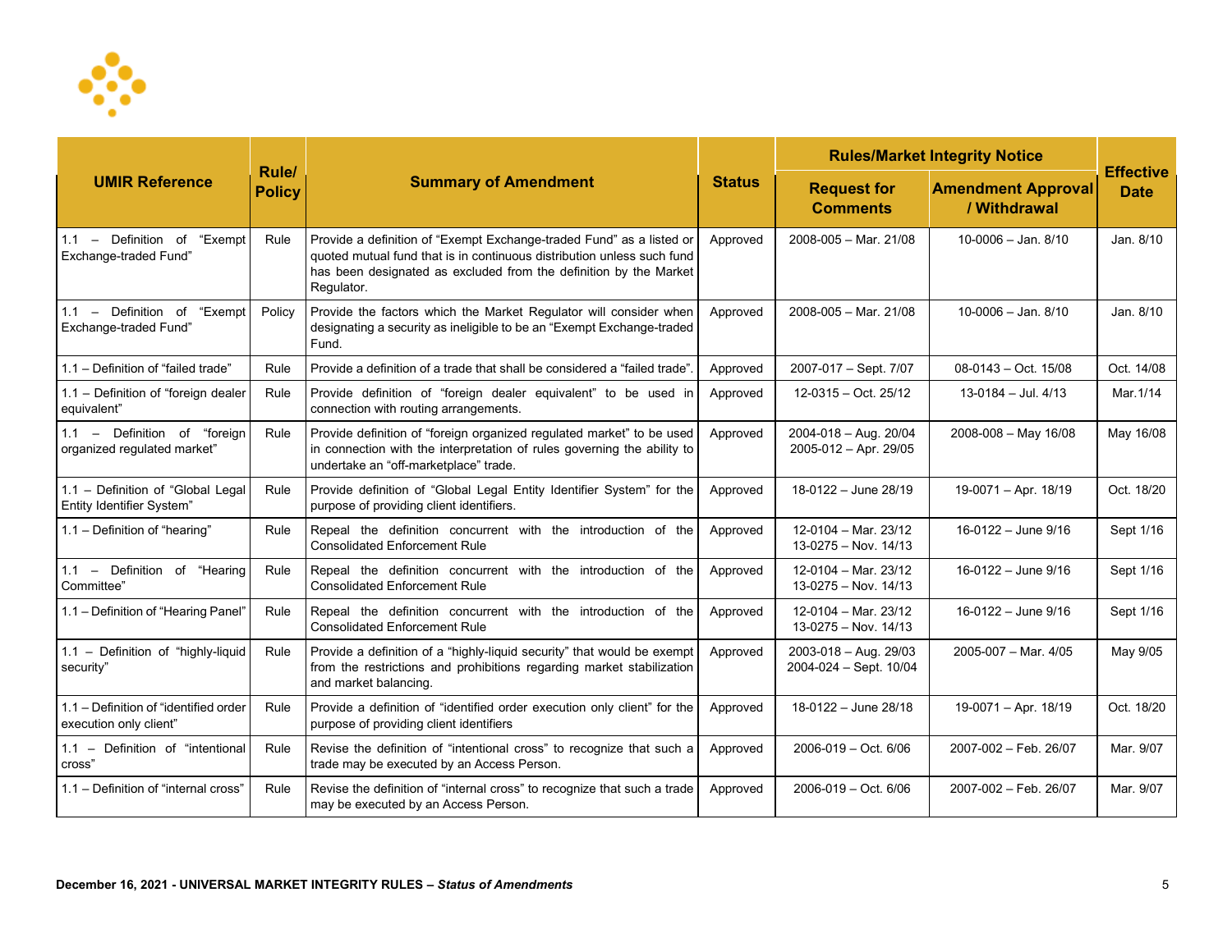| UMIR Reference | Rule/ Policy | Summary of Amendment | Status | Rules/Market Integrity Notice | | Effective Date |
|---|---|---|---|---|---|---|
| | | | | Request for Comments | Amendment Approval / Withdrawal | |
| 1.1 – Definition of “Exempt Exchange-traded Fund” | Rule | Provide a definition of “Exempt Exchange-traded Fund” as a listed or quoted mutual fund that is in continuous distribution unless such fund has been designated as excluded from the definition by the Market Regulator. | Approved | 2008-005 – Mar. 21/08 | 10-0006 – Jan. 8/10 | Jan. 8/10 |
| 1.1 – Definition of “Exempt Exchange-traded Fund” | Policy | Provide the factors which the Market Regulator will consider when designating a security as ineligible to be an “Exempt Exchange-traded Fund. | Approved | 2008-005 – Mar. 21/08 | 10-0006 – Jan. 8/10 | Jan. 8/10 |
| 1.1 – Definition of “failed trade” | Rule | Provide a definition of a trade that shall be considered a “failed trade”. | Approved | 2007-017 – Sept. 7/07 | 08-0143 – Oct. 15/08 | Oct. 14/08 |
| 1.1 – Definition of “foreign dealer equivalent” | Rule | Provide definition of “foreign dealer equivalent” to be used in connection with routing arrangements. | Approved | 12-0315 – Oct. 25/12 | 13-0184 – Jul. 4/13 | Mar.1/14 |
| 1.1 – Definition of “foreign organized regulated market” | Rule | Provide definition of “foreign organized regulated market” to be used in connection with the interpretation of rules governing the ability to undertake an “off-marketplace” trade. | Approved | 2004-018 – Aug. 20/04<br>2005-012 – Apr. 29/05 | 2008-008 – May 16/08 | May 16/08 |
| 1.1 – Definition of “Global Legal Entity Identifier System” | Rule | Provide definition of “Global Legal Entity Identifier System” for the purpose of providing client identifiers. | Approved | 18-0122 – June 28/19 | 19-0071 – Apr. 18/19 | Oct. 18/20 |
| 1.1 – Definition of “hearing” | Rule | Repeal the definition concurrent with the introduction of the Consolidated Enforcement Rule | Approved | 12-0104 – Mar. 23/12<br>13-0275 – Nov. 14/13 | 16-0122 – June 9/16 | Sept 1/16 |
| 1.1 – Definition of “Hearing Committee” | Rule | Repeal the definition concurrent with the introduction of the Consolidated Enforcement Rule | Approved | 12-0104 – Mar. 23/12<br>13-0275 – Nov. 14/13 | 16-0122 – June 9/16 | Sept 1/16 |
| 1.1 – Definition of “Hearing Panel” | Rule | Repeal the definition concurrent with the introduction of the Consolidated Enforcement Rule | Approved | 12-0104 – Mar. 23/12<br>13-0275 – Nov. 14/13 | 16-0122 – June 9/16 | Sept 1/16 |
| 1.1 – Definition of “highly-liquid security” | Rule | Provide a definition of a “highly-liquid security” that would be exempt from the restrictions and prohibitions regarding market stabilization and market balancing. | Approved | 2003-018 – Aug. 29/03<br>2004-024 – Sept. 10/04 | 2005-007 – Mar. 4/05 | May 9/05 |
| 1.1 – Definition of “identified order execution only client” | Rule | Provide a definition of “identified order execution only client” for the purpose of providing client identifiers | Approved | 18-0122 – June 28/18 | 19-0071 – Apr. 18/19 | Oct. 18/20 |
| 1.1 – Definition of “intentional cross” | Rule | Revise the definition of “intentional cross” to recognize that such a trade may be executed by an Access Person. | Approved | 2006-019 – Oct. 6/06 | 2007-002 – Feb. 26/07 | Mar. 9/07 |
| 1.1 – Definition of “internal cross” | Rule | Revise the definition of “internal cross” to recognize that such a trade may be executed by an Access Person. | Approved | 2006-019 – Oct. 6/06 | 2007-002 – Feb. 26/07 | Mar. 9/07 |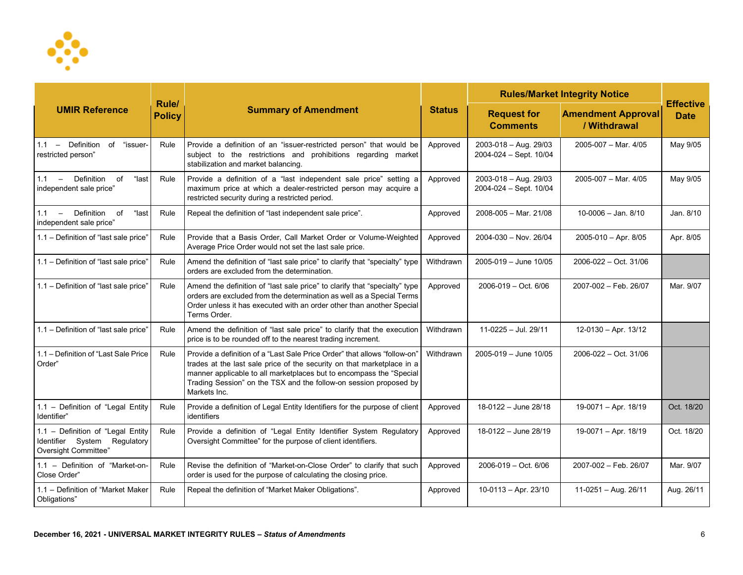| UMIR Reference | Rule/ Policy | Summary of Amendment | Status | Rules/Market Integrity Notice | | Effective Date |
|---|---|---|---|---|---|---|
| | | | | Request for Comments | Amendment Approval / Withdrawal | |
| 1.1 – Definition of "issuer-restricted person" | Rule | Provide a definition of an "issuer-restricted person" that would be subject to the restrictions and prohibitions regarding market stabilization and market balancing. | Approved | 2003-018 – Aug. 29/03<br>2004-024 – Sept. 10/04 | 2005-007 – Mar. 4/05 | May 9/05 |
| 1.1 – Definition of "last independent sale price" | Rule | Provide a definition of a "last independent sale price" setting a maximum price at which a dealer-restricted person may acquire a restricted security during a restricted period. | Approved | 2003-018 – Aug. 29/03<br>2004-024 – Sept. 10/04 | 2005-007 – Mar. 4/05 | May 9/05 |
| 1.1 – Definition of "last independent sale price" | Rule | Repeal the definition of "last independent sale price". | Approved | 2008-005 – Mar. 21/08 | 10-0006 – Jan. 8/10 | Jan. 8/10 |
| 1.1 – Definition of "last sale price" | Rule | Provide that a Basis Order, Call Market Order or Volume-Weighted Average Price Order would not set the last sale price. | Approved | 2004-030 – Nov. 26/04 | 2005-010 – Apr. 8/05 | Apr. 8/05 |
| 1.1 – Definition of "last sale price" | Rule | Amend the definition of "last sale price" to clarify that "specialty" type orders are excluded from the determination. | Withdrawn | 2005-019 – June 10/05 | 2006-022 – Oct. 31/06 | |
| 1.1 – Definition of "last sale price" | Rule | Amend the definition of "last sale price" to clarify that "specialty" type orders are excluded from the determination as well as a Special Terms Order unless it has executed with an order other than another Special Terms Order. | Approved | 2006-019 – Oct. 6/06 | 2007-002 – Feb. 26/07 | Mar. 9/07 |
| 1.1 – Definition of "last sale price" | Rule | Amend the definition of "last sale price" to clarify that the execution price is to be rounded off to the nearest trading increment. | Withdrawn | 11-0225 – Jul. 29/11 | 12-0130 – Apr. 13/12 | |
| 1.1 – Definition of "Last Sale Price Order" | Rule | Provide a definition of a "Last Sale Price Order" that allows "follow-on" trades at the last sale price of the security on that marketplace in a manner applicable to all marketplaces but to encompass the "Special Trading Session" on the TSX and the follow-on session proposed by Markets Inc. | Withdrawn | 2005-019 – June 10/05 | 2006-022 – Oct. 31/06 | |
| 1.1 – Definition of "Legal Entity Identifier" | Rule | Provide a definition of Legal Entity Identifiers for the purpose of client identifiers | Approved | 18-0122 – June 28/18 | 19-0071 – Apr. 18/19 | Oct. 18/20 |
| 1.1 – Definition of "Legal Entity Identifier System Regulatory Oversight Committee" | Rule | Provide a definition of "Legal Entity Identifier System Regulatory Oversight Committee" for the purpose of client identifiers. | Approved | 18-0122 – June 28/19 | 19-0071 – Apr. 18/19 | Oct. 18/20 |
| 1.1 – Definition of "Market-on-Close Order" | Rule | Revise the definition of "Market-on-Close Order" to clarify that such order is used for the purpose of calculating the closing price. | Approved | 2006-019 – Oct. 6/06 | 2007-002 – Feb. 26/07 | Mar. 9/07 |
| 1.1 – Definition of "Market Maker Obligations" | Rule | Repeal the definition of "Market Maker Obligations". | Approved | 10-0113 – Apr. 23/10 | 11-0251 – Aug. 26/11 | Aug. 26/11 |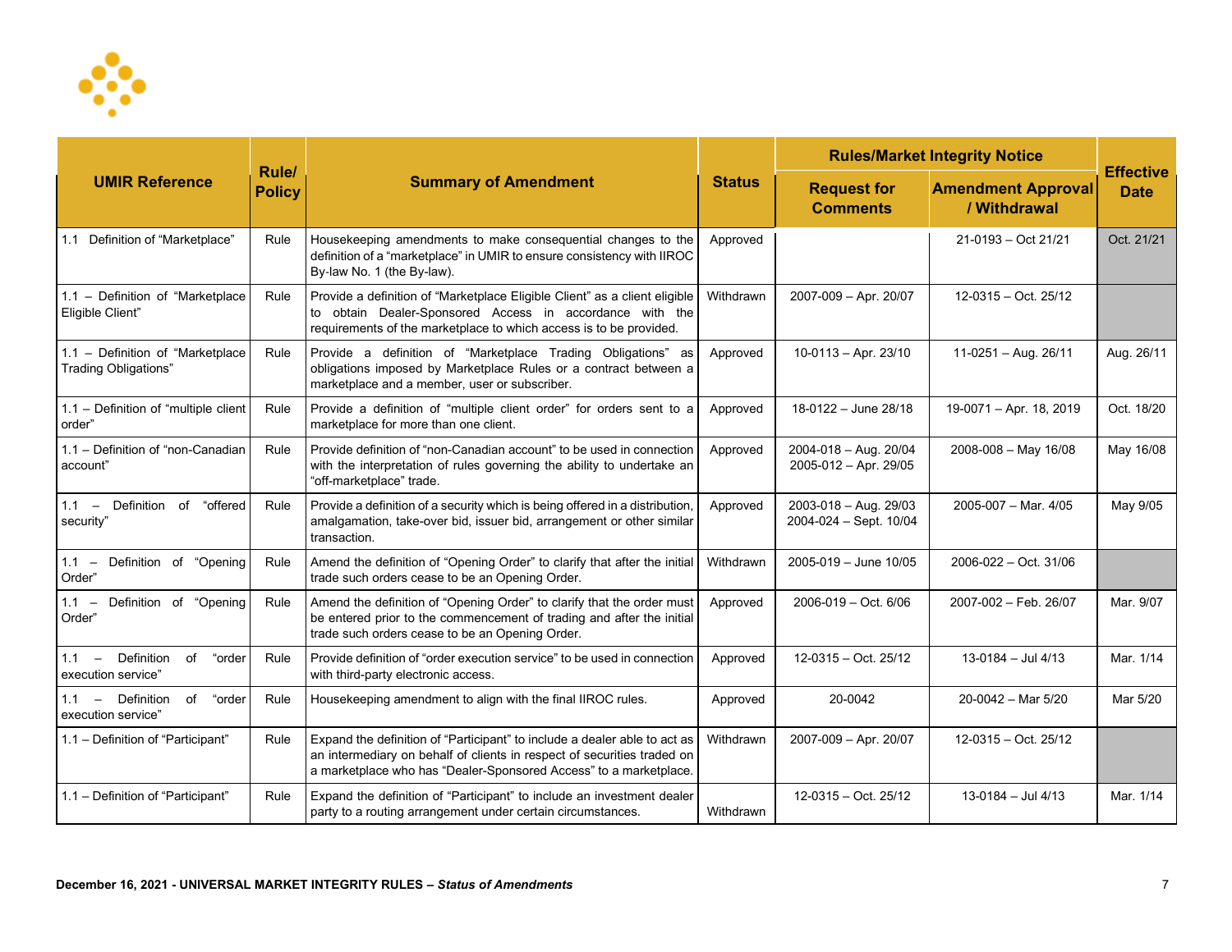| UMIR Reference | Rule/ Policy | Summary of Amendment | Status | Rules/Market Integrity Notice | | Effective Date |
|---|---|---|---|---|---|---|
| | | | | Request for Comments | Amendment Approval / Withdrawal | |
| 1.1 Definition of "Marketplace" | Rule | Housekeeping amendments to make consequential changes to the definition of a "marketplace" in UMIR to ensure consistency with IIROC By-law No. 1 (the By-law). | Approved | | 21-0193 – Oct 21/21 | Oct. 21/21 |
| 1.1 – Definition of "Marketplace Eligible Client" | Rule | Provide a definition of "Marketplace Eligible Client" as a client eligible to obtain Dealer-Sponsored Access in accordance with the requirements of the marketplace to which access is to be provided. | Withdrawn | 2007-009 – Apr. 20/07 | 12-0315 – Oct. 25/12 | |
| 1.1 – Definition of "Marketplace Trading Obligations" | Rule | Provide a definition of "Marketplace Trading Obligations" as obligations imposed by Marketplace Rules or a contract between a marketplace and a member, user or subscriber. | Approved | 10-0113 – Apr. 23/10 | 11-0251 – Aug. 26/11 | Aug. 26/11 |
| 1.1 – Definition of "multiple client order" | Rule | Provide a definition of "multiple client order" for orders sent to a marketplace for more than one client. | Approved | 18-0122 – June 28/18 | 19-0071 – Apr. 18, 2019 | Oct. 18/20 |
| 1.1 – Definition of "non-Canadian account" | Rule | Provide definition of "non-Canadian account" to be used in connection with the interpretation of rules governing the ability to undertake an "off-marketplace" trade. | Approved | 2004-018 – Aug. 20/04<br>2005-012 – Apr. 29/05 | 2008-008 – May 16/08 | May 16/08 |
| 1.1 – Definition of "offered security" | Rule | Provide a definition of a security which is being offered in a distribution, amalgamation, take-over bid, issuer bid, arrangement or other similar transaction. | Approved | 2003-018 – Aug. 29/03<br>2004-024 – Sept. 10/04 | 2005-007 – Mar. 4/05 | May 9/05 |
| 1.1 – Definition of "Opening Order" | Rule | Amend the definition of "Opening Order" to clarify that after the initial trade such orders cease to be an Opening Order. | Withdrawn | 2005-019 – June 10/05 | 2006-022 – Oct. 31/06 | |
| 1.1 – Definition of "Opening Order" | Rule | Amend the definition of "Opening Order" to clarify that the order must be entered prior to the commencement of trading and after the initial trade such orders cease to be an Opening Order. | Approved | 2006-019 – Oct. 6/06 | 2007-002 – Feb. 26/07 | Mar. 9/07 |
| 1.1 – Definition of "order execution service" | Rule | Provide definition of "order execution service" to be used in connection with third-party electronic access. | Approved | 12-0315 – Oct. 25/12 | 13-0184 – Jul 4/13 | Mar. 1/14 |
| 1.1 – Definition of "order execution service" | Rule | Housekeeping amendment to align with the final IIROC rules. | Approved | 20-0042 | 20-0042 – Mar 5/20 | Mar 5/20 |
| 1.1 – Definition of "Participant" | Rule | Expand the definition of "Participant" to include a dealer able to act as an intermediary on behalf of clients in respect of securities traded on a marketplace who has "Dealer-Sponsored Access" to a marketplace. | Withdrawn | 2007-009 – Apr. 20/07 | 12-0315 – Oct. 25/12 | |
| 1.1 – Definition of "Participant" | Rule | Expand the definition of "Participant" to include an investment dealer party to a routing arrangement under certain circumstances. | Withdrawn | 12-0315 – Oct. 25/12 | 13-0184 – Jul 4/13 | Mar. 1/14 |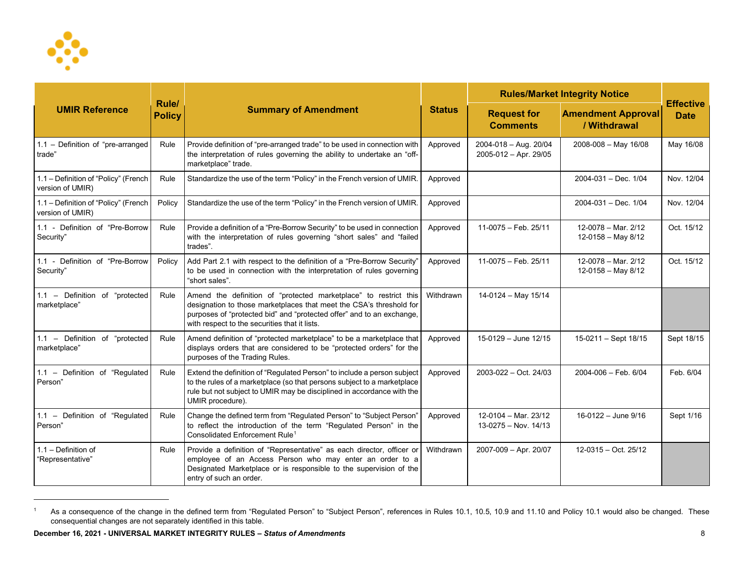| UMIR Reference | Rule/ Policy | Summary of Amendment | Status | Rules/Market Integrity Notice | | Effective Date |
|---|---|---|---|---|---|---|
| | | | | Request for Comments | Amendment Approval / Withdrawal | |
| 1.1 – Definition of "pre-arranged trade" | Rule | Provide definition of "pre-arranged trade" to be used in connection with the interpretation of rules governing the ability to undertake an "off-marketplace" trade. | Approved | 2004-018 – Aug. 20/04<br>2005-012 – Apr. 29/05 | 2008-008 – May 16/08 | May 16/08 |
| 1.1 – Definition of "Policy" (French version of UMIR) | Rule | Standardize the use of the term "Policy" in the French version of UMIR. | Approved | | 2004-031 – Dec. 1/04 | Nov. 12/04 |
| 1.1 – Definition of "Policy" (French version of UMIR) | Policy | Standardize the use of the term "Policy" in the French version of UMIR. | Approved | | 2004-031 – Dec. 1/04 | Nov. 12/04 |
| 1.1 - Definition of "Pre-Borrow Security" | Rule | Provide a definition of a "Pre-Borrow Security" to be used in connection with the interpretation of rules governing "short sales" and "failed trades". | Approved | 11-0075 – Feb. 25/11 | 12-0078 – Mar. 2/12<br>12-0158 – May 8/12 | Oct. 15/12 |
| 1.1 - Definition of "Pre-Borrow Security" | Policy | Add Part 2.1 with respect to the definition of a "Pre-Borrow Security" to be used in connection with the interpretation of rules governing "short sales". | Approved | 11-0075 – Feb. 25/11 | 12-0078 – Mar. 2/12<br>12-0158 – May 8/12 | Oct. 15/12 |
| 1.1 – Definition of "protected marketplace" | Rule | Amend the definition of "protected marketplace" to restrict this designation to those marketplaces that meet the CSA's threshold for purposes of "protected bid" and "protected offer" and to an exchange, with respect to the securities that it lists. | Withdrawn | 14-0124 – May 15/14 | | |
| 1.1 – Definition of "protected marketplace" | Rule | Amend definition of "protected marketplace" to be a marketplace that displays orders that are considered to be "protected orders" for the purposes of the Trading Rules. | Approved | 15-0129 – June 12/15 | 15-0211 – Sept 18/15 | Sept 18/15 |
| 1.1 – Definition of "Regulated Person" | Rule | Extend the definition of "Regulated Person" to include a person subject to the rules of a marketplace (so that persons subject to a marketplace rule but not subject to UMIR may be disciplined in accordance with the UMIR procedure). | Approved | 2003-022 – Oct. 24/03 | 2004-006 – Feb. 6/04 | Feb. 6/04 |
| 1.1 – Definition of "Regulated Person" | Rule | Change the defined term from "Regulated Person" to "Subject Person" to reflect the introduction of the term "Regulated Person" in the Consolidated Enforcement Rule[1] | Approved | 12-0104 – Mar. 23/12<br>13-0275 – Nov. 14/13 | 16-0122 – June 9/16 | Sept 1/16 |
| 1.1 – Definition of "Representative" | Rule | Provide a definition of "Representative" as each director, officer or employee of an Access Person who may enter an order to a Designated Marketplace or is responsible to the supervision of the entry of such an order. | Withdrawn | 2007-009 – Apr. 20/07 | 12-0315 – Oct. 25/12 | |

[1] As a consequence of the change in the defined term from "Regulated Person" to "Subject Person", references in Rules 10.1, 10.5, 10.9 and 11.10 and Policy 10.1 would also be changed. These consequential changes are not separately identified in this table.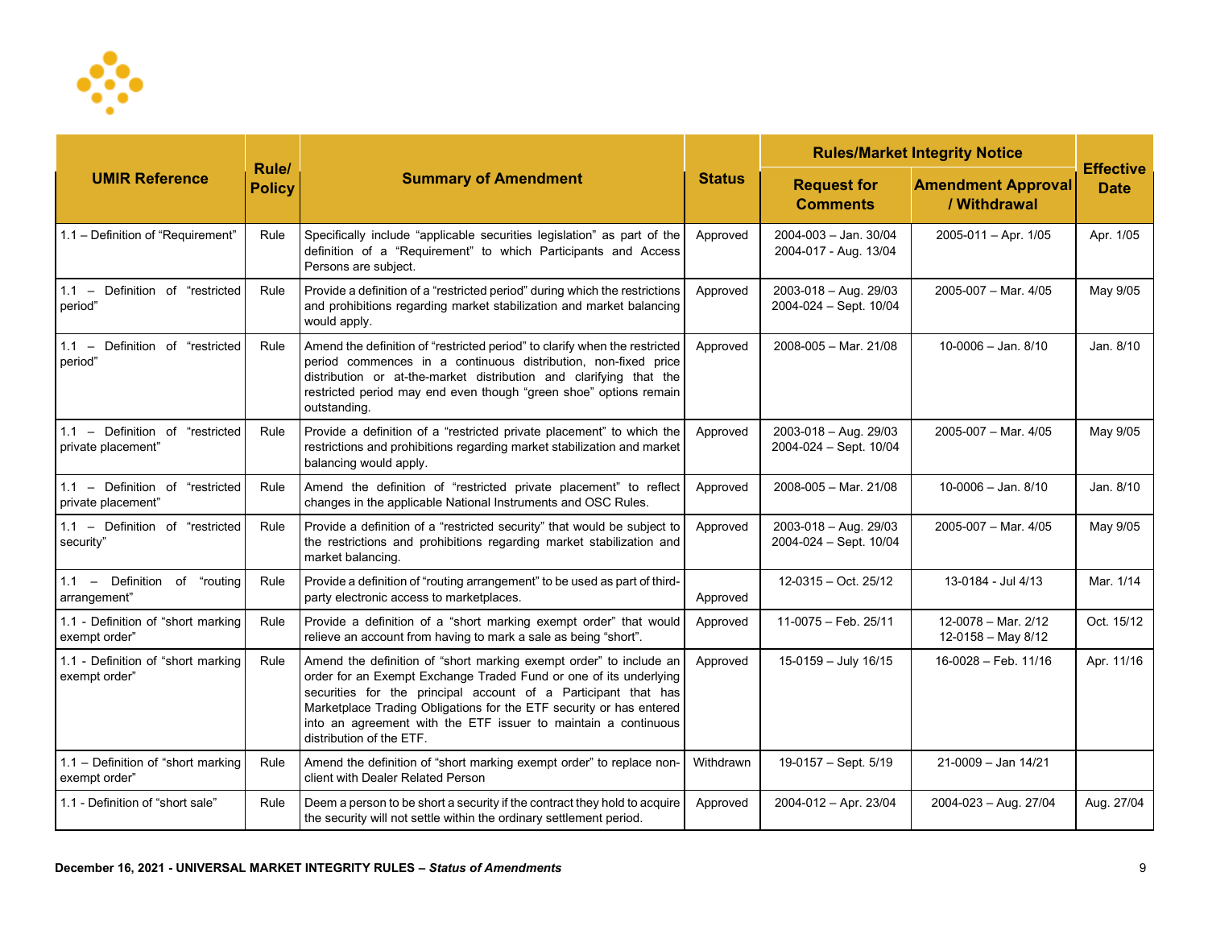| UMIR Reference | Rule/ Policy | Summary of Amendment | Status | Rules/Market Integrity Notice | | Effective Date |
|---|---|---|---|---|---|---|
| | | | | Request for Comments | Amendment Approval / Withdrawal | |
| 1.1 – Definition of “Requirement” | Rule | Specifically include “applicable securities legislation” as part of the definition of a “Requirement” to which Participants and Access Persons are subject. | Approved | 2004-003 – Jan. 30/04<br>2004-017 - Aug. 13/04 | 2005-011 – Apr. 1/05 | Apr. 1/05 |
| 1.1 – Definition of “restricted period” | Rule | Provide a definition of a “restricted period” during which the restrictions and prohibitions regarding market stabilization and market balancing would apply. | Approved | 2003-018 – Aug. 29/03<br>2004-024 – Sept. 10/04 | 2005-007 – Mar. 4/05 | May 9/05 |
| 1.1 – Definition of “restricted period” | Rule | Amend the definition of “restricted period” to clarify when the restricted period commences in a continuous distribution, non-fixed price distribution or at-the-market distribution and clarifying that the restricted period may end even though “green shoe” options remain outstanding. | Approved | 2008-005 – Mar. 21/08 | 10-0006 – Jan. 8/10 | Jan. 8/10 |
| 1.1 – Definition of “restricted private placement” | Rule | Provide a definition of a “restricted private placement” to which the restrictions and prohibitions regarding market stabilization and market balancing would apply. | Approved | 2003-018 – Aug. 29/03<br>2004-024 – Sept. 10/04 | 2005-007 – Mar. 4/05 | May 9/05 |
| 1.1 – Definition of “restricted private placement” | Rule | Amend the definition of “restricted private placement” to reflect changes in the applicable National Instruments and OSC Rules. | Approved | 2008-005 – Mar. 21/08 | 10-0006 – Jan. 8/10 | Jan. 8/10 |
| 1.1 – Definition of “restricted security” | Rule | Provide a definition of a “restricted security” that would be subject to the restrictions and prohibitions regarding market stabilization and market balancing. | Approved | 2003-018 – Aug. 29/03<br>2004-024 – Sept. 10/04 | 2005-007 – Mar. 4/05 | May 9/05 |
| 1.1 – Definition of “routing arrangement” | Rule | Provide a definition of “routing arrangement” to be used as part of third-party electronic access to marketplaces. | Approved | 12-0315 – Oct. 25/12 | 13-0184 - Jul 4/13 | Mar. 1/14 |
| 1.1 - Definition of “short marking exempt order” | Rule | Provide a definition of a “short marking exempt order” that would relieve an account from having to mark a sale as being “short”. | Approved | 11-0075 – Feb. 25/11 | 12-0078 – Mar. 2/12<br>12-0158 – May 8/12 | Oct. 15/12 |
| 1.1 - Definition of “short marking exempt order” | Rule | Amend the definition of “short marking exempt order” to include an order for an Exempt Exchange Traded Fund or one of its underlying securities for the principal account of a Participant that has Marketplace Trading Obligations for the ETF security or has entered into an agreement with the ETF issuer to maintain a continuous distribution of the ETF. | Approved | 15-0159 – July 16/15 | 16-0028 – Feb. 11/16 | Apr. 11/16 |
| 1.1 – Definition of “short marking exempt order” | Rule | Amend the definition of “short marking exempt order” to replace non-client with Dealer Related Person | Withdrawn | 19-0157 – Sept. 5/19 | 21-0009 – Jan 14/21 | |
| 1.1 - Definition of “short sale” | Rule | Deem a person to be short a security if the contract they hold to acquire the security will not settle within the ordinary settlement period. | Approved | 2004-012 – Apr. 23/04 | 2004-023 – Aug. 27/04 | Aug. 27/04 |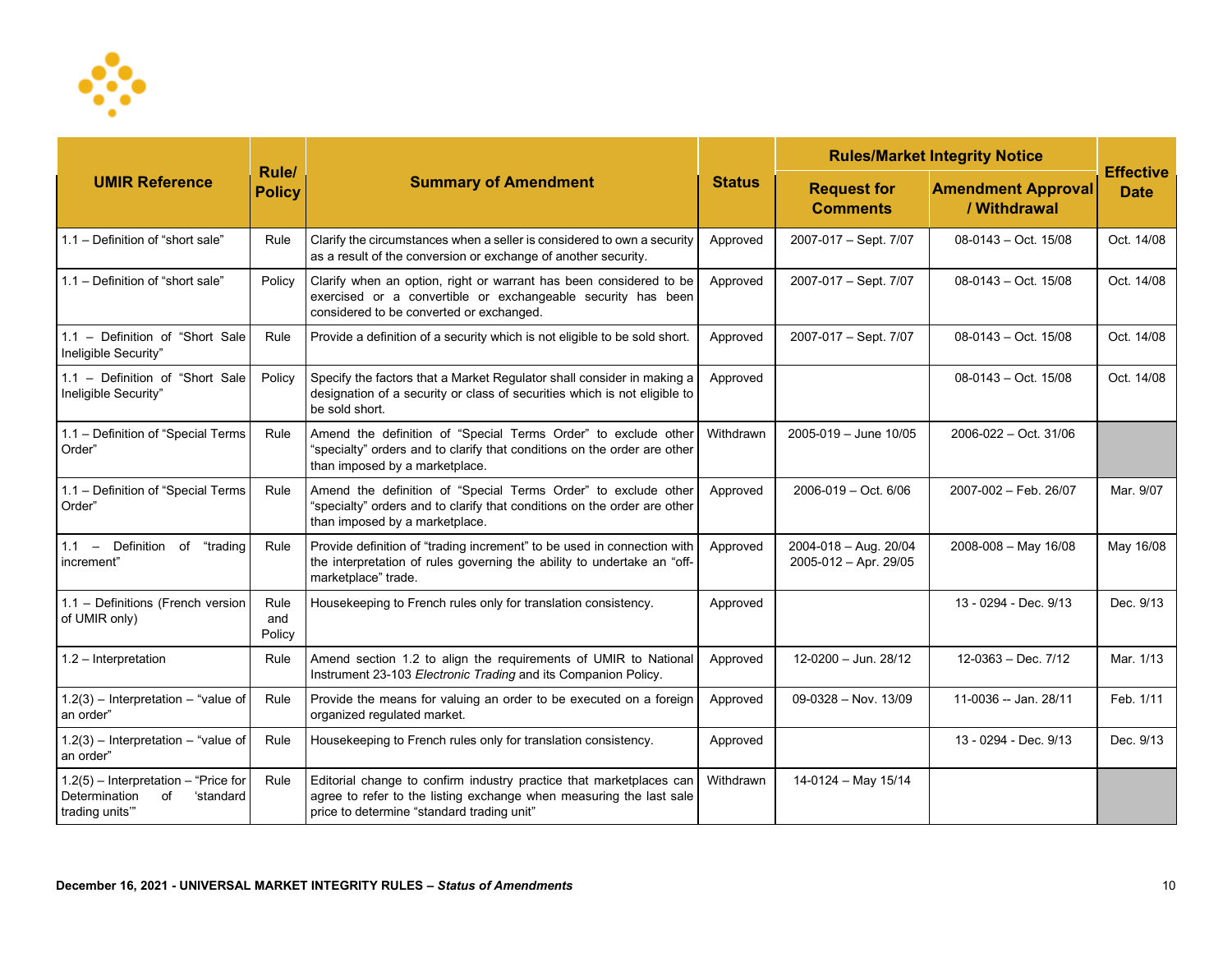| UMIR Reference | Rule/ Policy | Summary of Amendment | Status | Rules/Market Integrity Notice | | Effective Date |
|---|---|---|---|---|---|---|
| | | | | Request for Comments | Amendment Approval / Withdrawal | |
| 1.1 – Definition of "short sale" | Rule | Clarify the circumstances when a seller is considered to own a security as a result of the conversion or exchange of another security. | Approved | 2007-017 – Sept. 7/07 | 08-0143 – Oct. 15/08 | Oct. 14/08 |
| 1.1 – Definition of "short sale" | Policy | Clarify when an option, right or warrant has been considered to be exercised or a convertible or exchangeable security has been considered to be converted or exchanged. | Approved | 2007-017 – Sept. 7/07 | 08-0143 – Oct. 15/08 | Oct. 14/08 |
| 1.1 – Definition of "Short Sale Ineligible Security" | Rule | Provide a definition of a security which is not eligible to be sold short. | Approved | 2007-017 – Sept. 7/07 | 08-0143 – Oct. 15/08 | Oct. 14/08 |
| 1.1 – Definition of "Short Sale Ineligible Security" | Policy | Specify the factors that a Market Regulator shall consider in making a designation of a security or class of securities which is not eligible to be sold short. | Approved | | 08-0143 – Oct. 15/08 | Oct. 14/08 |
| 1.1 – Definition of "Special Terms Order" | Rule | Amend the definition of "Special Terms Order" to exclude other "specialty" orders and to clarify that conditions on the order are other than imposed by a marketplace. | Withdrawn | 2005-019 – June 10/05 | 2006-022 – Oct. 31/06 | |
| 1.1 – Definition of "Special Terms Order" | Rule | Amend the definition of "Special Terms Order" to exclude other "specialty" orders and to clarify that conditions on the order are other than imposed by a marketplace. | Approved | 2006-019 – Oct. 6/06 | 2007-002 – Feb. 26/07 | Mar. 9/07 |
| 1.1 – Definition of "trading increment" | Rule | Provide definition of "trading increment" to be used in connection with the interpretation of rules governing the ability to undertake an "off-marketplace" trade. | Approved | 2004-018 – Aug. 20/04<br>2005-012 – Apr. 29/05 | 2008-008 – May 16/08 | May 16/08 |
| 1.1 – Definitions (French version of UMIR only) | Rule and Policy | Housekeeping to French rules only for translation consistency. | Approved | | 13 - 0294 - Dec. 9/13 | Dec. 9/13 |
| 1.2 – Interpretation | Rule | Amend section 1.2 to align the requirements of UMIR to National Instrument 23-103 *Electronic Trading* and its Companion Policy. | Approved | 12-0200 – Jun. 28/12 | 12-0363 – Dec. 7/12 | Mar. 1/13 |
| 1.2(3) – Interpretation – "value of an order" | Rule | Provide the means for valuing an order to be executed on a foreign organized regulated market. | Approved | 09-0328 – Nov. 13/09 | 11-0036 -- Jan. 28/11 | Feb. 1/11 |
| 1.2(3) – Interpretation – "value of an order" | Rule | Housekeeping to French rules only for translation consistency. | Approved | | 13 - 0294 - Dec. 9/13 | Dec. 9/13 |
| 1.2(5) – Interpretation – "Price for Determination of 'standard trading units'" | Rule | Editorial change to confirm industry practice that marketplaces can agree to refer to the listing exchange when measuring the last sale price to determine "standard trading unit" | Withdrawn | 14-0124 – May 15/14 | | |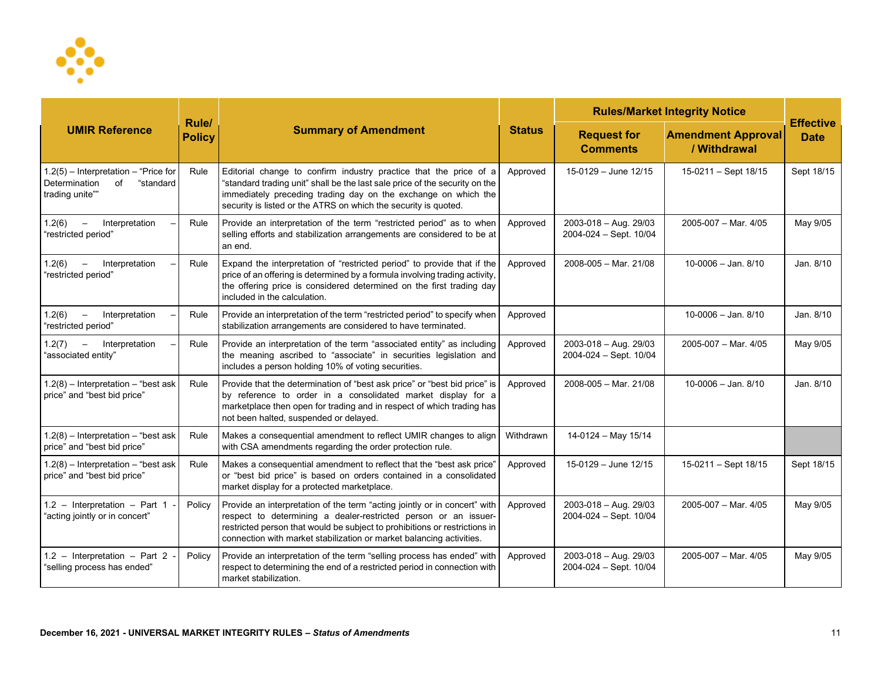| UMIR Reference | Rule/ Policy | Summary of Amendment | Status | Rules/Market Integrity Notice | | Effective Date |
|---|---|---|---|---|---|---|
| | | | | Request for Comments | Amendment Approval / Withdrawal | |
| 1.2(5) – Interpretation – "Price for Determination of "standard trading unite"" | Rule | Editorial change to confirm industry practice that the price of a "standard trading unit" shall be the last sale price of the security on the immediately preceding trading day on the exchange on which the security is listed or the ATRS on which the security is quoted. | Approved | 15-0129 – June 12/15 | 15-0211 – Sept 18/15 | Sept 18/15 |
| 1.2(6) – Interpretation – "restricted period" | Rule | Provide an interpretation of the term "restricted period" as to when selling efforts and stabilization arrangements are considered to be at an end. | Approved | 2003-018 – Aug. 29/03<br>2004-024 – Sept. 10/04 | 2005-007 – Mar. 4/05 | May 9/05 |
| 1.2(6) – Interpretation – "restricted period" | Rule | Expand the interpretation of "restricted period" to provide that if the price of an offering is determined by a formula involving trading activity, the offering price is considered determined on the first trading day included in the calculation. | Approved | 2008-005 – Mar. 21/08 | 10-0006 – Jan. 8/10 | Jan. 8/10 |
| 1.2(6) – Interpretation – "restricted period" | Rule | Provide an interpretation of the term "restricted period" to specify when stabilization arrangements are considered to have terminated. | Approved | | 10-0006 – Jan. 8/10 | Jan. 8/10 |
| 1.2(7) – Interpretation – "associated entity" | Rule | Provide an interpretation of the term "associated entity" as including the meaning ascribed to "associate" in securities legislation and includes a person holding 10% of voting securities. | Approved | 2003-018 – Aug. 29/03<br>2004-024 – Sept. 10/04 | 2005-007 – Mar. 4/05 | May 9/05 |
| 1.2(8) – Interpretation – "best ask price" and "best bid price" | Rule | Provide that the determination of "best ask price" or "best bid price" is by reference to order in a consolidated market display for a marketplace then open for trading and in respect of which trading has not been halted, suspended or delayed. | Approved | 2008-005 – Mar. 21/08 | 10-0006 – Jan. 8/10 | Jan. 8/10 |
| 1.2(8) – Interpretation – "best ask price" and "best bid price" | Rule | Makes a consequential amendment to reflect UMIR changes to align with CSA amendments regarding the order protection rule. | Withdrawn | 14-0124 – May 15/14 | | |
| 1.2(8) – Interpretation – "best ask price" and "best bid price" | Rule | Makes a consequential amendment to reflect that the "best ask price" or "best bid price" is based on orders contained in a consolidated market display for a protected marketplace. | Approved | 15-0129 – June 12/15 | 15-0211 – Sept 18/15 | Sept 18/15 |
| 1.2 – Interpretation – Part 1 - "acting jointly or in concert" | Policy | Provide an interpretation of the term "acting jointly or in concert" with respect to determining a dealer-restricted person or an issuer-restricted person that would be subject to prohibitions or restrictions in connection with market stabilization or market balancing activities. | Approved | 2003-018 – Aug. 29/03<br>2004-024 – Sept. 10/04 | 2005-007 – Mar. 4/05 | May 9/05 |
| 1.2 – Interpretation – Part 2 - "selling process has ended" | Policy | Provide an interpretation of the term "selling process has ended" with respect to determining the end of a restricted period in connection with market stabilization. | Approved | 2003-018 – Aug. 29/03<br>2004-024 – Sept. 10/04 | 2005-007 – Mar. 4/05 | May 9/05 |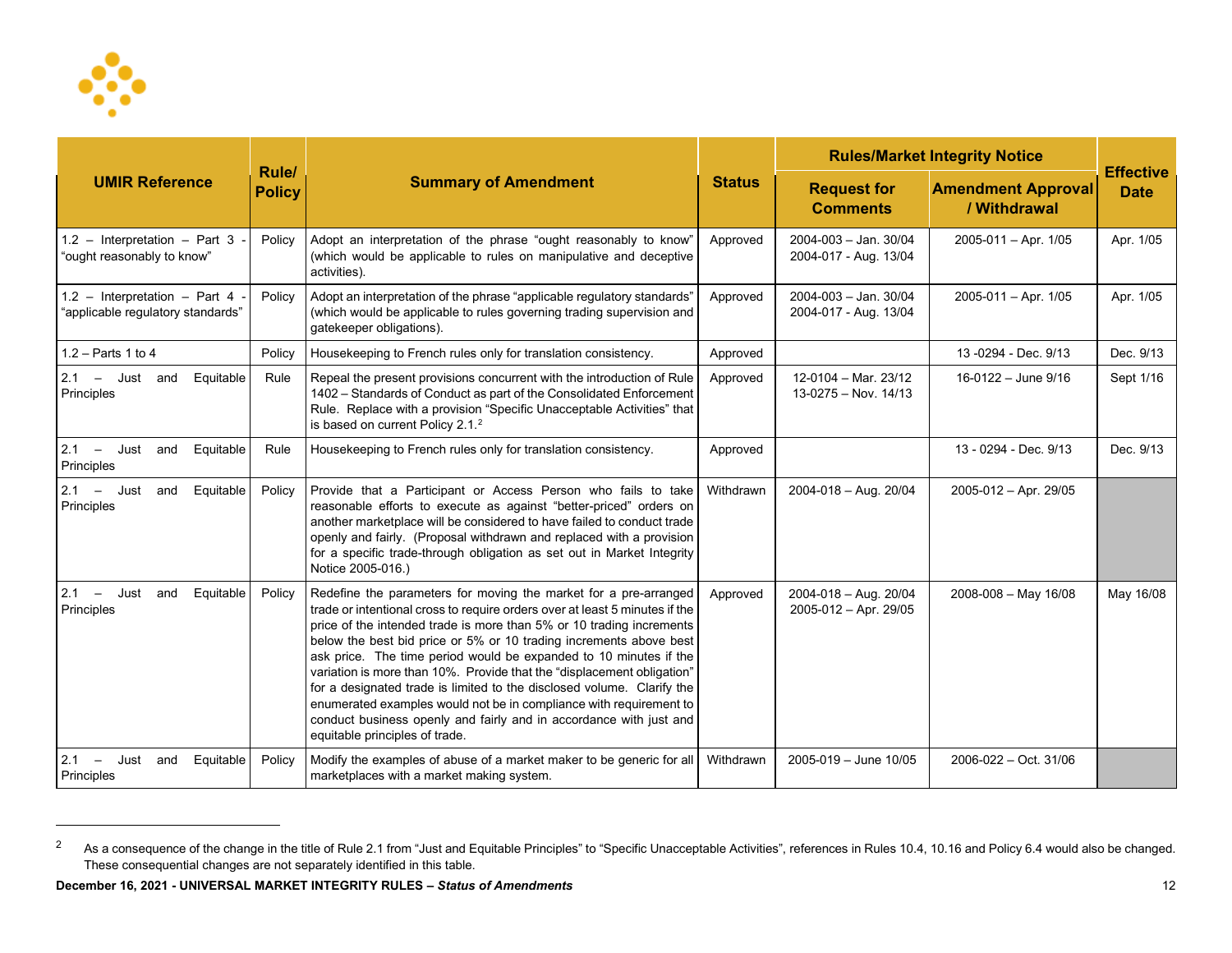| UMIR Reference | Rule/ Policy | Summary of Amendment | Status | Rules/Market Integrity Notice | | Effective Date |
|---|---|---|---|---|---|---|
| | | | | Request for Comments | Amendment Approval / Withdrawal | |
| 1.2 – Interpretation – Part 3 - "ought reasonably to know" | Policy | Adopt an interpretation of the phrase "ought reasonably to know" (which would be applicable to rules on manipulative and deceptive activities). | Approved | 2004-003 – Jan. 30/04 2004-017 - Aug. 13/04 | 2005-011 – Apr. 1/05 | Apr. 1/05 |
| 1.2 – Interpretation – Part 4 - "applicable regulatory standards" | Policy | Adopt an interpretation of the phrase "applicable regulatory standards" (which would be applicable to rules governing trading supervision and gatekeeper obligations). | Approved | 2004-003 – Jan. 30/04 2004-017 - Aug. 13/04 | 2005-011 – Apr. 1/05 | Apr. 1/05 |
| 1.2 – Parts 1 to 4 | Policy | Housekeeping to French rules only for translation consistency. | Approved | | 13 -0294 - Dec. 9/13 | Dec. 9/13 |
| 2.1 – Just and Equitable Principles | Rule | Repeal the present provisions concurrent with the introduction of Rule 1402 – Standards of Conduct as part of the Consolidated Enforcement Rule. Replace with a provision "Specific Unacceptable Activities" that is based on current Policy 2.1.[2] | Approved | 12-0104 – Mar. 23/12 13-0275 – Nov. 14/13 | 16-0122 – June 9/16 | Sept 1/16 |
| 2.1 – Just and Equitable Principles | Rule | Housekeeping to French rules only for translation consistency. | Approved | | 13 - 0294 - Dec. 9/13 | Dec. 9/13 |
| 2.1 – Just and Equitable Principles | Policy | Provide that a Participant or Access Person who fails to take reasonable efforts to execute as against "better-priced" orders on another marketplace will be considered to have failed to conduct trade openly and fairly. (Proposal withdrawn and replaced with a provision for a specific trade-through obligation as set out in Market Integrity Notice 2005-016.) | Withdrawn | 2004-018 – Aug. 20/04 | 2005-012 – Apr. 29/05 | |
| 2.1 – Just and Equitable Principles | Policy | Redefine the parameters for moving the market for a pre-arranged trade or intentional cross to require orders over at least 5 minutes if the price of the intended trade is more than 5% or 10 trading increments below the best bid price or 5% or 10 trading increments above best ask price. The time period would be expanded to 10 minutes if the variation is more than 10%. Provide that the "displacement obligation" for a designated trade is limited to the disclosed volume. Clarify the enumerated examples would not be in compliance with requirement to conduct business openly and fairly and in accordance with just and equitable principles of trade. | Approved | 2004-018 – Aug. 20/04 2005-012 – Apr. 29/05 | 2008-008 – May 16/08 | May 16/08 |
| 2.1 – Just and Equitable Principles | Policy | Modify the examples of abuse of a market maker to be generic for all marketplaces with a market making system. | Withdrawn | 2005-019 – June 10/05 | 2006-022 – Oct. 31/06 | |

[2] As a consequence of the change in the title of Rule 2.1 from "Just and Equitable Principles" to "Specific Unacceptable Activities", references in Rules 10.4, 10.16 and Policy 6.4 would also be changed. These consequential changes are not separately identified in this table.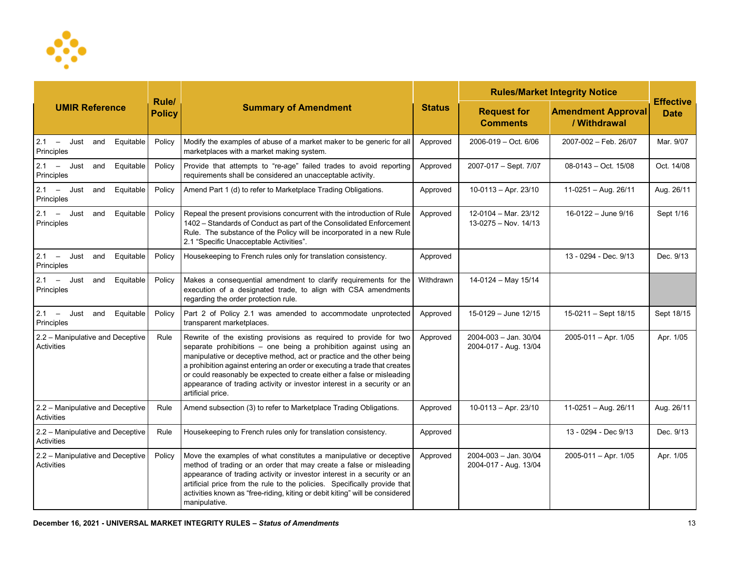| UMIR Reference | Rule/ Policy | Summary of Amendment | Status | Rules/Market Integrity Notice | | Effective Date |
|---|---|---|---|---|---|---|
| | | | | Request for Comments | Amendment Approval / Withdrawal | |
| 2.1 – Just and Equitable Principles | Policy | Modify the examples of abuse of a market maker to be generic for all marketplaces with a market making system. | Approved | 2006-019 – Oct. 6/06 | 2007-002 – Feb. 26/07 | Mar. 9/07 |
| 2.1 – Just and Equitable Principles | Policy | Provide that attempts to "re-age" failed trades to avoid reporting requirements shall be considered an unacceptable activity. | Approved | 2007-017 – Sept. 7/07 | 08-0143 – Oct. 15/08 | Oct. 14/08 |
| 2.1 – Just and Equitable Principles | Policy | Amend Part 1 (d) to refer to Marketplace Trading Obligations. | Approved | 10-0113 – Apr. 23/10 | 11-0251 – Aug. 26/11 | Aug. 26/11 |
| 2.1 – Just and Equitable Principles | Policy | Repeal the present provisions concurrent with the introduction of Rule 1402 – Standards of Conduct as part of the Consolidated Enforcement Rule. The substance of the Policy will be incorporated in a new Rule 2.1 "Specific Unacceptable Activities". | Approved | 12-0104 – Mar. 23/12<br>13-0275 – Nov. 14/13 | 16-0122 – June 9/16 | Sept 1/16 |
| 2.1 – Just and Equitable Principles | Policy | Housekeeping to French rules only for translation consistency. | Approved | | 13 - 0294 - Dec. 9/13 | Dec. 9/13 |
| 2.1 – Just and Equitable Principles | Policy | Makes a consequential amendment to clarify requirements for the execution of a designated trade, to align with CSA amendments regarding the order protection rule. | Withdrawn | 14-0124 – May 15/14 | | |
| 2.1 – Just and Equitable Principles | Policy | Part 2 of Policy 2.1 was amended to accommodate unprotected transparent marketplaces. | Approved | 15-0129 – June 12/15 | 15-0211 – Sept 18/15 | Sept 18/15 |
| 2.2 – Manipulative and Deceptive Activities | Rule | Rewrite of the existing provisions as required to provide for two separate prohibitions – one being a prohibition against using an manipulative or deceptive method, act or practice and the other being a prohibition against entering an order or executing a trade that creates or could reasonably be expected to create either a false or misleading appearance of trading activity or investor interest in a security or an artificial price. | Approved | 2004-003 – Jan. 30/04<br>2004-017 - Aug. 13/04 | 2005-011 – Apr. 1/05 | Apr. 1/05 |
| 2.2 – Manipulative and Deceptive Activities | Rule | Amend subsection (3) to refer to Marketplace Trading Obligations. | Approved | 10-0113 – Apr. 23/10 | 11-0251 – Aug. 26/11 | Aug. 26/11 |
| 2.2 – Manipulative and Deceptive Activities | Rule | Housekeeping to French rules only for translation consistency. | Approved | | 13 - 0294 - Dec 9/13 | Dec. 9/13 |
| 2.2 – Manipulative and Deceptive Activities | Policy | Move the examples of what constitutes a manipulative or deceptive method of trading or an order that may create a false or misleading appearance of trading activity or investor interest in a security or an artificial price from the rule to the policies. Specifically provide that activities known as "free-riding, kiting or debit kiting" will be considered manipulative. | Approved | 2004-003 – Jan. 30/04<br>2004-017 - Aug. 13/04 | 2005-011 – Apr. 1/05 | Apr. 1/05 |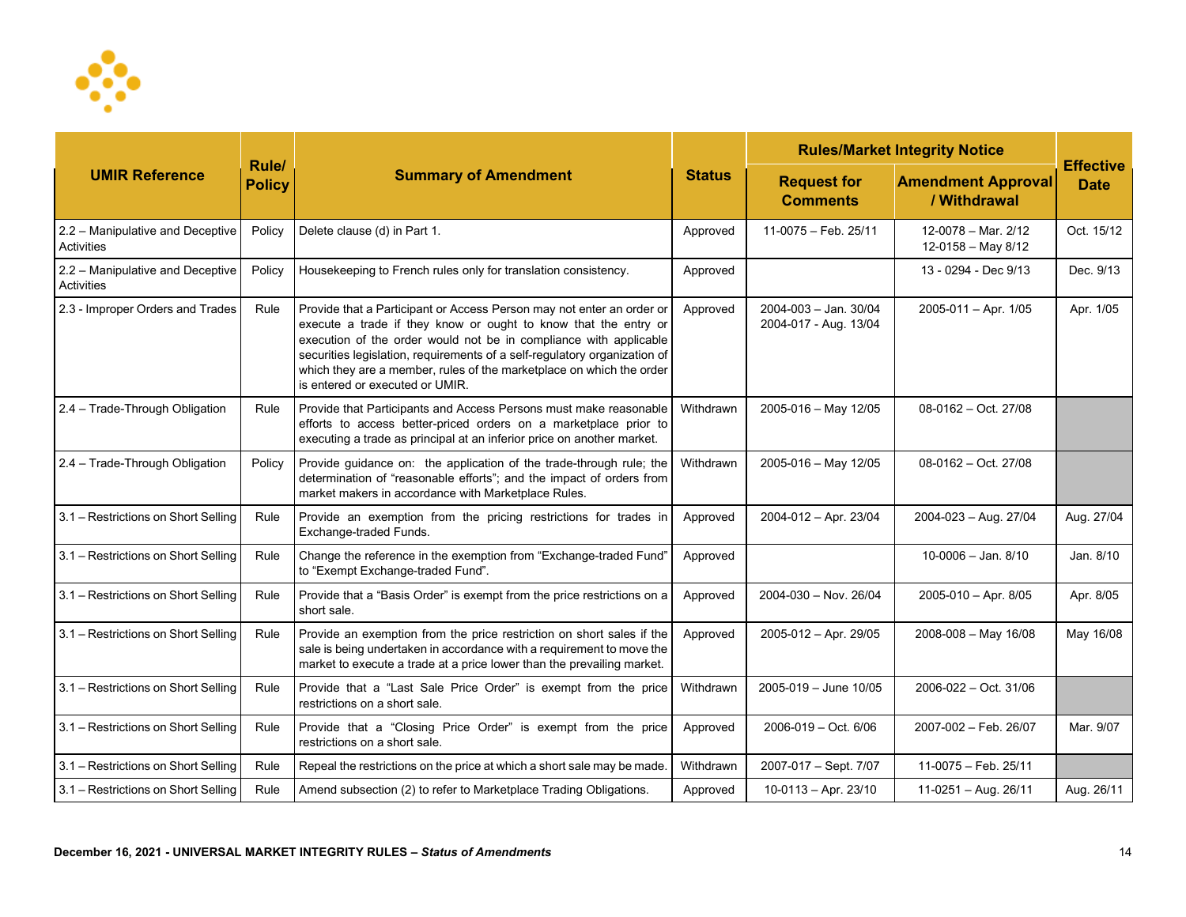| UMIR Reference | Rule/ Policy | Summary of Amendment | Status | Rules/Market Integrity Notice | | Effective Date |
|---|---|---|---|---|---|---|
| | | | | Request for Comments | Amendment Approval / Withdrawal | |
| 2.2 – Manipulative and Deceptive Activities | Policy | Delete clause (d) in Part 1. | Approved | 11-0075 – Feb. 25/11 | 12-0078 – Mar. 2/12<br>12-0158 – May 8/12 | Oct. 15/12 |
| 2.2 – Manipulative and Deceptive Activities | Policy | Housekeeping to French rules only for translation consistency. | Approved | | 13 - 0294 - Dec 9/13 | Dec. 9/13 |
| 2.3 - Improper Orders and Trades | Rule | Provide that a Participant or Access Person may not enter an order or execute a trade if they know or ought to know that the entry or execution of the order would not be in compliance with applicable securities legislation, requirements of a self-regulatory organization of which they are a member, rules of the marketplace on which the order is entered or executed or UMIR. | Approved | 2004-003 – Jan. 30/04<br>2004-017 - Aug. 13/04 | 2005-011 – Apr. 1/05 | Apr. 1/05 |
| 2.4 – Trade-Through Obligation | Rule | Provide that Participants and Access Persons must make reasonable efforts to access better-priced orders on a marketplace prior to executing a trade as principal at an inferior price on another market. | Withdrawn | 2005-016 – May 12/05 | 08-0162 – Oct. 27/08 | |
| 2.4 – Trade-Through Obligation | Policy | Provide guidance on: the application of the trade-through rule; the determination of "reasonable efforts"; and the impact of orders from market makers in accordance with Marketplace Rules. | Withdrawn | 2005-016 – May 12/05 | 08-0162 – Oct. 27/08 | |
| 3.1 – Restrictions on Short Selling | Rule | Provide an exemption from the pricing restrictions for trades in Exchange-traded Funds. | Approved | 2004-012 – Apr. 23/04 | 2004-023 – Aug. 27/04 | Aug. 27/04 |
| 3.1 – Restrictions on Short Selling | Rule | Change the reference in the exemption from "Exchange-traded Fund" to "Exempt Exchange-traded Fund". | Approved | | 10-0006 – Jan. 8/10 | Jan. 8/10 |
| 3.1 – Restrictions on Short Selling | Rule | Provide that a "Basis Order" is exempt from the price restrictions on a short sale. | Approved | 2004-030 – Nov. 26/04 | 2005-010 – Apr. 8/05 | Apr. 8/05 |
| 3.1 – Restrictions on Short Selling | Rule | Provide an exemption from the price restriction on short sales if the sale is being undertaken in accordance with a requirement to move the market to execute a trade at a price lower than the prevailing market. | Approved | 2005-012 – Apr. 29/05 | 2008-008 – May 16/08 | May 16/08 |
| 3.1 – Restrictions on Short Selling | Rule | Provide that a "Last Sale Price Order" is exempt from the price restrictions on a short sale. | Withdrawn | 2005-019 – June 10/05 | 2006-022 – Oct. 31/06 | |
| 3.1 – Restrictions on Short Selling | Rule | Provide that a "Closing Price Order" is exempt from the price restrictions on a short sale. | Approved | 2006-019 – Oct. 6/06 | 2007-002 – Feb. 26/07 | Mar. 9/07 |
| 3.1 – Restrictions on Short Selling | Rule | Repeal the restrictions on the price at which a short sale may be made. | Withdrawn | 2007-017 – Sept. 7/07 | 11-0075 – Feb. 25/11 | |
| 3.1 – Restrictions on Short Selling | Rule | Amend subsection (2) to refer to Marketplace Trading Obligations. | Approved | 10-0113 – Apr. 23/10 | 11-0251 – Aug. 26/11 | Aug. 26/11 |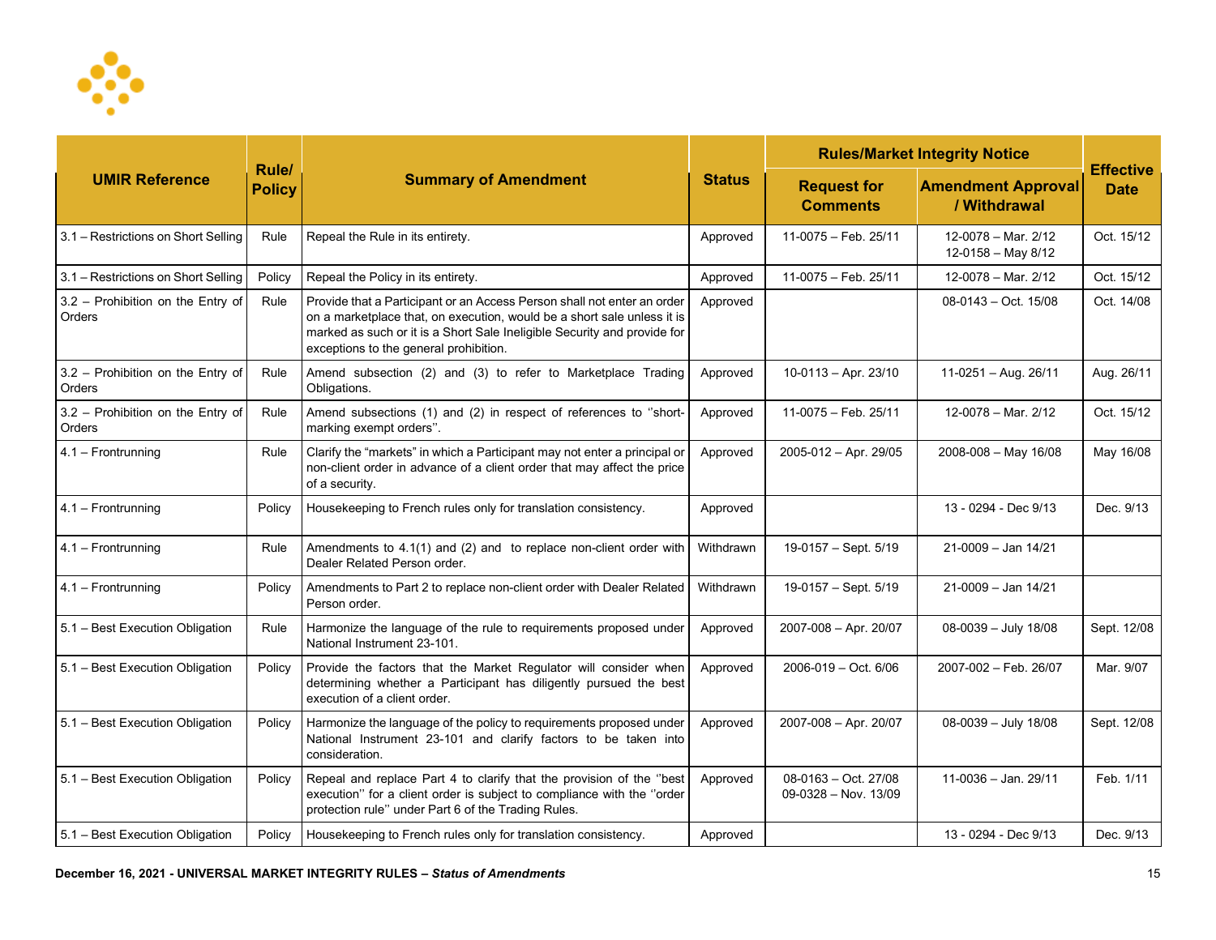| UMIR Reference | Rule/ Policy | Summary of Amendment | Status | Rules/Market Integrity Notice | | Effective Date |
|---|---|---|---|---|---|---|
| | | | | Request for Comments | Amendment Approval / Withdrawal | |
| 3.1 – Restrictions on Short Selling | Rule | Repeal the Rule in its entirety. | Approved | 11-0075 – Feb. 25/11 | 12-0078 – Mar. 2/12<br>12-0158 – May 8/12 | Oct. 15/12 |
| 3.1 – Restrictions on Short Selling | Policy | Repeal the Policy in its entirety. | Approved | 11-0075 – Feb. 25/11 | 12-0078 – Mar. 2/12 | Oct. 15/12 |
| 3.2 – Prohibition on the Entry of Orders | Rule | Provide that a Participant or an Access Person shall not enter an order on a marketplace that, on execution, would be a short sale unless it is marked as such or it is a Short Sale Ineligible Security and provide for exceptions to the general prohibition. | Approved | | 08-0143 – Oct. 15/08 | Oct. 14/08 |
| 3.2 – Prohibition on the Entry of Orders | Rule | Amend subsection (2) and (3) to refer to Marketplace Trading Obligations. | Approved | 10-0113 – Apr. 23/10 | 11-0251 – Aug. 26/11 | Aug. 26/11 |
| 3.2 – Prohibition on the Entry of Orders | Rule | Amend subsections (1) and (2) in respect of references to ''short-marking exempt orders''. | Approved | 11-0075 – Feb. 25/11 | 12-0078 – Mar. 2/12 | Oct. 15/12 |
| 4.1 – Frontrunning | Rule | Clarify the “markets” in which a Participant may not enter a principal or non-client order in advance of a client order that may affect the price of a security. | Approved | 2005-012 – Apr. 29/05 | 2008-008 – May 16/08 | May 16/08 |
| 4.1 – Frontrunning | Policy | Housekeeping to French rules only for translation consistency. | Approved | | 13 - 0294 - Dec 9/13 | Dec. 9/13 |
| 4.1 – Frontrunning | Rule | Amendments to 4.1(1) and (2) and to replace non-client order with Dealer Related Person order. | Withdrawn | 19-0157 – Sept. 5/19 | 21-0009 – Jan 14/21 | |
| 4.1 – Frontrunning | Policy | Amendments to Part 2 to replace non-client order with Dealer Related Person order. | Withdrawn | 19-0157 – Sept. 5/19 | 21-0009 – Jan 14/21 | |
| 5.1 – Best Execution Obligation | Rule | Harmonize the language of the rule to requirements proposed under National Instrument 23-101. | Approved | 2007-008 – Apr. 20/07 | 08-0039 – July 18/08 | Sept. 12/08 |
| 5.1 – Best Execution Obligation | Policy | Provide the factors that the Market Regulator will consider when determining whether a Participant has diligently pursued the best execution of a client order. | Approved | 2006-019 – Oct. 6/06 | 2007-002 – Feb. 26/07 | Mar. 9/07 |
| 5.1 – Best Execution Obligation | Policy | Harmonize the language of the policy to requirements proposed under National Instrument 23-101 and clarify factors to be taken into consideration. | Approved | 2007-008 – Apr. 20/07 | 08-0039 – July 18/08 | Sept. 12/08 |
| 5.1 – Best Execution Obligation | Policy | Repeal and replace Part 4 to clarify that the provision of the ''best execution'' for a client order is subject to compliance with the ''order protection rule'' under Part 6 of the Trading Rules. | Approved | 08-0163 – Oct. 27/08<br>09-0328 – Nov. 13/09 | 11-0036 – Jan. 29/11 | Feb. 1/11 |
| 5.1 – Best Execution Obligation | Policy | Housekeeping to French rules only for translation consistency. | Approved | | 13 - 0294 - Dec 9/13 | Dec. 9/13 |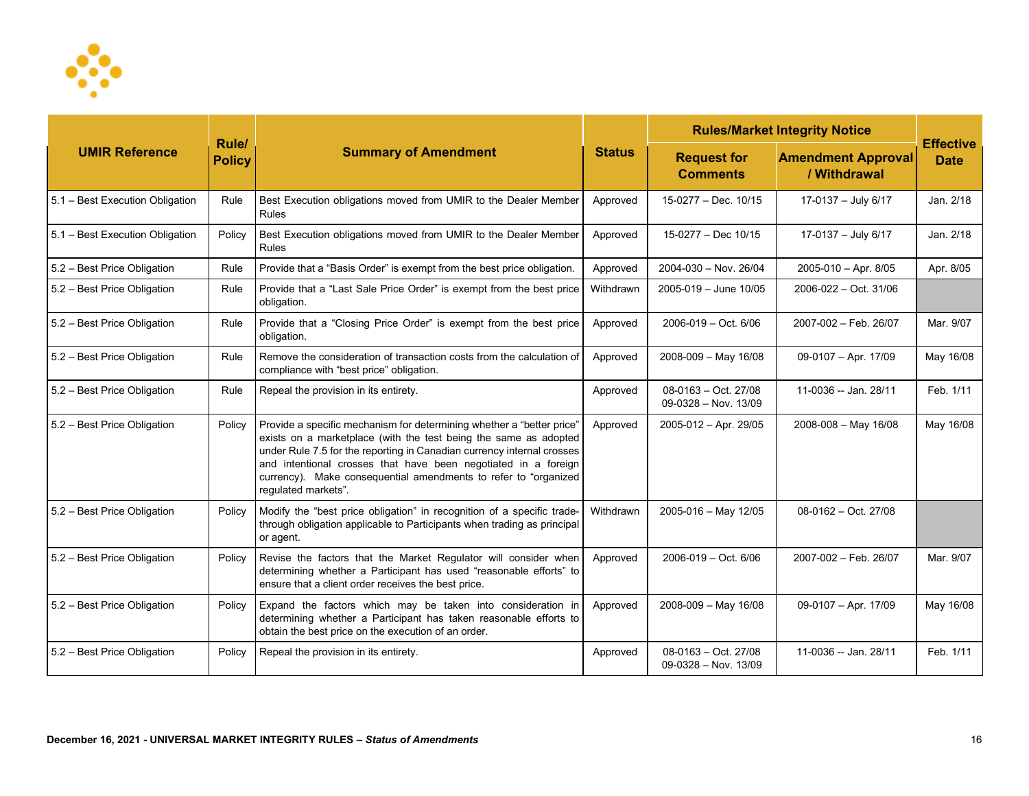| UMIR Reference | Rule/ Policy | Summary of Amendment | Status | Rules/Market Integrity Notice | | Effective Date |
|---|---|---|---|---|---|---|
| | | | | Request for Comments | Amendment Approval / Withdrawal | |
| 5.1 – Best Execution Obligation | Rule | Best Execution obligations moved from UMIR to the Dealer Member Rules | Approved | 15-0277 – Dec. 10/15 | 17-0137 – July 6/17 | Jan. 2/18 |
| 5.1 – Best Execution Obligation | Policy | Best Execution obligations moved from UMIR to the Dealer Member Rules | Approved | 15-0277 – Dec 10/15 | 17-0137 – July 6/17 | Jan. 2/18 |
| 5.2 – Best Price Obligation | Rule | Provide that a "Basis Order" is exempt from the best price obligation. | Approved | 2004-030 – Nov. 26/04 | 2005-010 – Apr. 8/05 | Apr. 8/05 |
| 5.2 – Best Price Obligation | Rule | Provide that a "Last Sale Price Order" is exempt from the best price obligation. | Withdrawn | 2005-019 – June 10/05 | 2006-022 – Oct. 31/06 | |
| 5.2 – Best Price Obligation | Rule | Provide that a "Closing Price Order" is exempt from the best price obligation. | Approved | 2006-019 – Oct. 6/06 | 2007-002 – Feb. 26/07 | Mar. 9/07 |
| 5.2 – Best Price Obligation | Rule | Remove the consideration of transaction costs from the calculation of compliance with "best price" obligation. | Approved | 2008-009 – May 16/08 | 09-0107 – Apr. 17/09 | May 16/08 |
| 5.2 – Best Price Obligation | Rule | Repeal the provision in its entirety. | Approved | 08-0163 – Oct. 27/08<br>09-0328 – Nov. 13/09 | 11-0036 -- Jan. 28/11 | Feb. 1/11 |
| 5.2 – Best Price Obligation | Policy | Provide a specific mechanism for determining whether a "better price" exists on a marketplace (with the test being the same as adopted under Rule 7.5 for the reporting in Canadian currency internal crosses and intentional crosses that have been negotiated in a foreign currency). Make consequential amendments to refer to "organized regulated markets". | Approved | 2005-012 – Apr. 29/05 | 2008-008 – May 16/08 | May 16/08 |
| 5.2 – Best Price Obligation | Policy | Modify the "best price obligation" in recognition of a specific trade-through obligation applicable to Participants when trading as principal or agent. | Withdrawn | 2005-016 – May 12/05 | 08-0162 – Oct. 27/08 | |
| 5.2 – Best Price Obligation | Policy | Revise the factors that the Market Regulator will consider when determining whether a Participant has used "reasonable efforts" to ensure that a client order receives the best price. | Approved | 2006-019 – Oct. 6/06 | 2007-002 – Feb. 26/07 | Mar. 9/07 |
| 5.2 – Best Price Obligation | Policy | Expand the factors which may be taken into consideration in determining whether a Participant has taken reasonable efforts to obtain the best price on the execution of an order. | Approved | 2008-009 – May 16/08 | 09-0107 – Apr. 17/09 | May 16/08 |
| 5.2 – Best Price Obligation | Policy | Repeal the provision in its entirety. | Approved | 08-0163 – Oct. 27/08<br>09-0328 – Nov. 13/09 | 11-0036 -- Jan. 28/11 | Feb. 1/11 |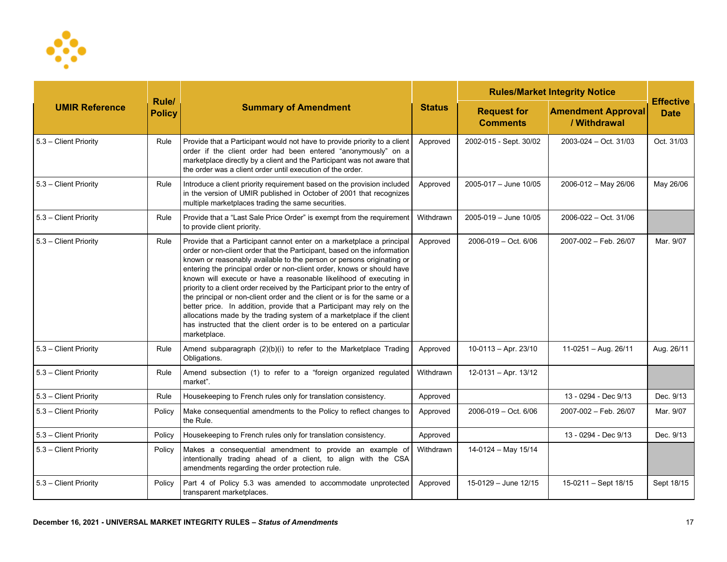| UMIR Reference | Rule/ Policy | Summary of Amendment | Status | Rules/Market Integrity Notice | | Effective Date |
|---|---|---|---|---|---|---|
| | | | | Request for Comments | Amendment Approval / Withdrawal | |
| 5.3 – Client Priority | Rule | Provide that a Participant would not have to provide priority to a client order if the client order had been entered "anonymously" on a marketplace directly by a client and the Participant was not aware that the order was a client order until execution of the order. | Approved | 2002-015 - Sept. 30/02 | 2003-024 – Oct. 31/03 | Oct. 31/03 |
| 5.3 – Client Priority | Rule | Introduce a client priority requirement based on the provision included in the version of UMIR published in October of 2001 that recognizes multiple marketplaces trading the same securities. | Approved | 2005-017 – June 10/05 | 2006-012 – May 26/06 | May 26/06 |
| 5.3 – Client Priority | Rule | Provide that a "Last Sale Price Order" is exempt from the requirement to provide client priority. | Withdrawn | 2005-019 – June 10/05 | 2006-022 – Oct. 31/06 | |
| 5.3 – Client Priority | Rule | Provide that a Participant cannot enter on a marketplace a principal order or non-client order that the Participant, based on the information known or reasonably available to the person or persons originating or entering the principal order or non-client order, knows or should have known will execute or have a reasonable likelihood of executing in priority to a client order received by the Participant prior to the entry of the principal or non-client order and the client or is for the same or a better price. In addition, provide that a Participant may rely on the allocations made by the trading system of a marketplace if the client has instructed that the client order is to be entered on a particular marketplace. | Approved | 2006-019 – Oct. 6/06 | 2007-002 – Feb. 26/07 | Mar. 9/07 |
| 5.3 – Client Priority | Rule | Amend subparagraph (2)(b)(i) to refer to the Marketplace Trading Obligations. | Approved | 10-0113 – Apr. 23/10 | 11-0251 – Aug. 26/11 | Aug. 26/11 |
| 5.3 – Client Priority | Rule | Amend subsection (1) to refer to a "foreign organized regulated market". | Withdrawn | 12-0131 – Apr. 13/12 | | |
| 5.3 – Client Priority | Rule | Housekeeping to French rules only for translation consistency. | Approved | | 13 - 0294 - Dec 9/13 | Dec. 9/13 |
| 5.3 – Client Priority | Policy | Make consequential amendments to the Policy to reflect changes to the Rule. | Approved | 2006-019 – Oct. 6/06 | 2007-002 – Feb. 26/07 | Mar. 9/07 |
| 5.3 – Client Priority | Policy | Housekeeping to French rules only for translation consistency. | Approved | | 13 - 0294 - Dec 9/13 | Dec. 9/13 |
| 5.3 – Client Priority | Policy | Makes a consequential amendment to provide an example of intentionally trading ahead of a client, to align with the CSA amendments regarding the order protection rule. | Withdrawn | 14-0124 – May 15/14 | | |
| 5.3 – Client Priority | Policy | Part 4 of Policy 5.3 was amended to accommodate unprotected transparent marketplaces. | Approved | 15-0129 – June 12/15 | 15-0211 – Sept 18/15 | Sept 18/15 |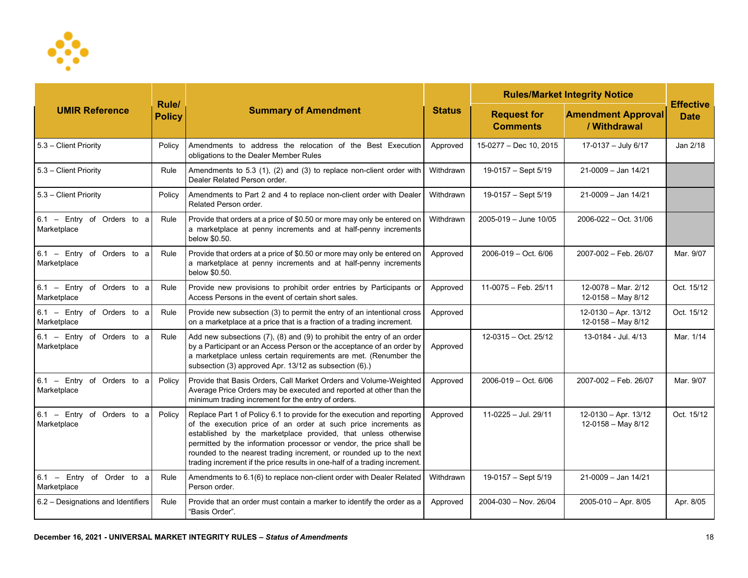| UMIR Reference | Rule/ Policy | Summary of Amendment | Status | Rules/Market Integrity Notice | | Effective Date |
|---|---|---|---|---|---|---|
| | | | | Request for Comments | Amendment Approval / Withdrawal | |
| 5.3 – Client Priority | Policy | Amendments to address the relocation of the Best Execution obligations to the Dealer Member Rules | Approved | 15-0277 – Dec 10, 2015 | 17-0137 – July 6/17 | Jan 2/18 |
| 5.3 – Client Priority | Rule | Amendments to 5.3 (1), (2) and (3) to replace non-client order with Dealer Related Person order. | Withdrawn | 19-0157 – Sept 5/19 | 21-0009 – Jan 14/21 | |
| 5.3 – Client Priority | Policy | Amendments to Part 2 and 4 to replace non-client order with Dealer Related Person order. | Withdrawn | 19-0157 – Sept 5/19 | 21-0009 – Jan 14/21 | |
| 6.1 – Entry of Orders to a Marketplace | Rule | Provide that orders at a price of $0.50 or more may only be entered on a marketplace at penny increments and at half-penny increments below $0.50. | Withdrawn | 2005-019 – June 10/05 | 2006-022 – Oct. 31/06 | |
| 6.1 – Entry of Orders to a Marketplace | Rule | Provide that orders at a price of $0.50 or more may only be entered on a marketplace at penny increments and at half-penny increments below $0.50. | Approved | 2006-019 – Oct. 6/06 | 2007-002 – Feb. 26/07 | Mar. 9/07 |
| 6.1 – Entry of Orders to a Marketplace | Rule | Provide new provisions to prohibit order entries by Participants or Access Persons in the event of certain short sales. | Approved | 11-0075 – Feb. 25/11 | 12-0078 – Mar. 2/12<br>12-0158 – May 8/12 | Oct. 15/12 |
| 6.1 – Entry of Orders to a Marketplace | Rule | Provide new subsection (3) to permit the entry of an intentional cross on a marketplace at a price that is a fraction of a trading increment. | Approved | | 12-0130 – Apr. 13/12<br>12-0158 – May 8/12 | Oct. 15/12 |
| 6.1 – Entry of Orders to a Marketplace | Rule | Add new subsections (7), (8) and (9) to prohibit the entry of an order by a Participant or an Access Person or the acceptance of an order by a marketplace unless certain requirements are met. (Renumber the subsection (3) approved Apr. 13/12 as subsection (6).) | Approved | 12-0315 – Oct. 25/12 | 13-0184 - Jul. 4/13 | Mar. 1/14 |
| 6.1 – Entry of Orders to a Marketplace | Policy | Provide that Basis Orders, Call Market Orders and Volume-Weighted Average Price Orders may be executed and reported at other than the minimum trading increment for the entry of orders. | Approved | 2006-019 – Oct. 6/06 | 2007-002 – Feb. 26/07 | Mar. 9/07 |
| 6.1 – Entry of Orders to a Marketplace | Policy | Replace Part 1 of Policy 6.1 to provide for the execution and reporting of the execution price of an order at such price increments as established by the marketplace provided, that unless otherwise permitted by the information processor or vendor, the price shall be rounded to the nearest trading increment, or rounded up to the next trading increment if the price results in one-half of a trading increment. | Approved | 11-0225 – Jul. 29/11 | 12-0130 – Apr. 13/12<br>12-0158 – May 8/12 | Oct. 15/12 |
| 6.1 – Entry of Order to a Marketplace | Rule | Amendments to 6.1(6) to replace non-client order with Dealer Related Person order. | Withdrawn | 19-0157 – Sept 5/19 | 21-0009 – Jan 14/21 | |
| 6.2 – Designations and Identifiers | Rule | Provide that an order must contain a marker to identify the order as a "Basis Order". | Approved | 2004-030 – Nov. 26/04 | 2005-010 – Apr. 8/05 | Apr. 8/05 |

**December 16, 2021 - UNIVERSAL MARKET INTEGRITY RULES –** ***Status of Amendments***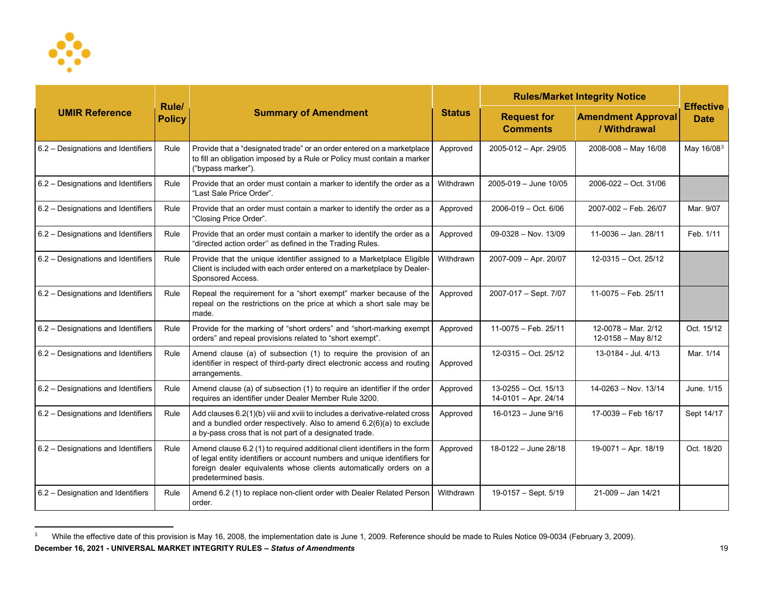| UMIR Reference | Rule/ Policy | Summary of Amendment | Status | Rules/Market Integrity Notice | | Effective Date |
|---|---|---|---|---|---|---|
| | | | | Request for Comments | Amendment Approval / Withdrawal | |
| 6.2 – Designations and Identifiers | Rule | Provide that a "designated trade" or an order entered on a marketplace to fill an obligation imposed by a Rule or Policy must contain a marker ("bypass marker"). | Approved | 2005-012 – Apr. 29/05 | 2008-008 – May 16/08 | May 16/08[3] |
| 6.2 – Designations and Identifiers | Rule | Provide that an order must contain a marker to identify the order as a "Last Sale Price Order". | Withdrawn | 2005-019 – June 10/05 | 2006-022 – Oct. 31/06 | |
| 6.2 – Designations and Identifiers | Rule | Provide that an order must contain a marker to identify the order as a "Closing Price Order". | Approved | 2006-019 – Oct. 6/06 | 2007-002 – Feb. 26/07 | Mar. 9/07 |
| 6.2 – Designations and Identifiers | Rule | Provide that an order must contain a marker to identify the order as a "directed action order'' as defined in the Trading Rules. | Approved | 09-0328 – Nov. 13/09 | 11-0036 -- Jan. 28/11 | Feb. 1/11 |
| 6.2 – Designations and Identifiers | Rule | Provide that the unique identifier assigned to a Marketplace Eligible Client is included with each order entered on a marketplace by Dealer-Sponsored Access. | Withdrawn | 2007-009 – Apr. 20/07 | 12-0315 – Oct. 25/12 | |
| 6.2 – Designations and Identifiers | Rule | Repeal the requirement for a "short exempt" marker because of the repeal on the restrictions on the price at which a short sale may be made. | Approved | 2007-017 – Sept. 7/07 | 11-0075 – Feb. 25/11 | |
| 6.2 – Designations and Identifiers | Rule | Provide for the marking of "short orders" and "short-marking exempt orders" and repeal provisions related to "short exempt". | Approved | 11-0075 – Feb. 25/11 | 12-0078 – Mar. 2/12<br>12-0158 – May 8/12 | Oct. 15/12 |
| 6.2 – Designations and Identifiers | Rule | Amend clause (a) of subsection (1) to require the provision of an identifier in respect of third-party direct electronic access and routing arrangements. | Approved | 12-0315 – Oct. 25/12 | 13-0184 - Jul. 4/13 | Mar. 1/14 |
| 6.2 – Designations and Identifiers | Rule | Amend clause (a) of subsection (1) to require an identifier if the order requires an identifier under Dealer Member Rule 3200. | Approved | 13-0255 – Oct. 15/13<br>14-0101 – Apr. 24/14 | 14-0263 – Nov. 13/14 | June. 1/15 |
| 6.2 – Designations and Identifiers | Rule | Add clauses 6.2(1)(b) viii and xviii to includes a derivative-related cross and a bundled order respectively. Also to amend 6.2(6)(a) to exclude a by-pass cross that is not part of a designated trade. | Approved | 16-0123 – June 9/16 | 17-0039 – Feb 16/17 | Sept 14/17 |
| 6.2 – Designations and Identifiers | Rule | Amend clause 6.2 (1) to required additional client identifiers in the form of legal entity identifiers or account numbers and unique identifiers for foreign dealer equivalents whose clients automatically orders on a predetermined basis. | Approved | 18-0122 – June 28/18 | 19-0071 – Apr. 18/19 | Oct. 18/20 |
| 6.2 – Designation and Identifiers | Rule | Amend 6.2 (1) to replace non-client order with Dealer Related Person order. | Withdrawn | 19-0157 – Sept. 5/19 | 21-009 – Jan 14/21 | |

[3] While the effective date of this provision is May 16, 2008, the implementation date is June 1, 2009. Reference should be made to Rules Notice 09-0034 (February 3, 2009).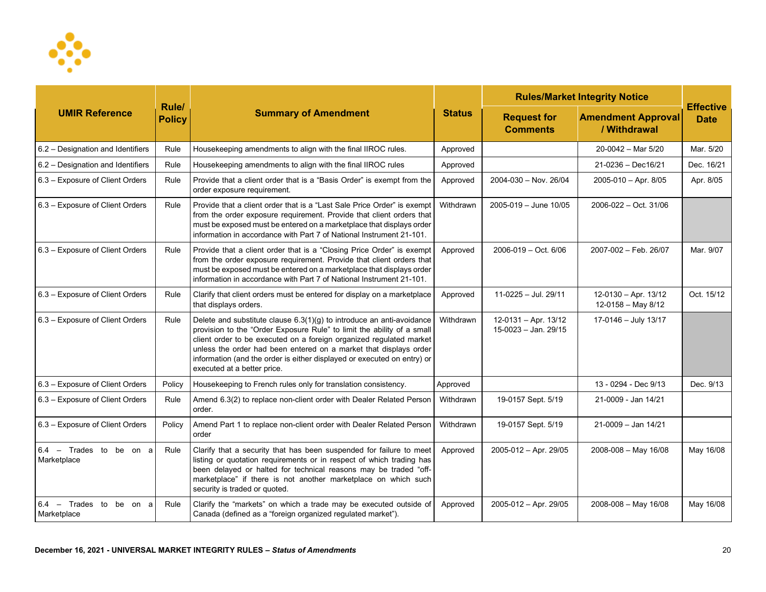| UMIR Reference | Rule/ Policy | Summary of Amendment | Status | Rules/Market Integrity Notice | | Effective Date |
|---|---|---|---|---|---|---|
| | | | | Request for Comments | Amendment Approval / Withdrawal | |
| 6.2 – Designation and Identifiers | Rule | Housekeeping amendments to align with the final IIROC rules. | Approved | | 20-0042 – Mar 5/20 | Mar. 5/20 |
| 6.2 – Designation and Identifiers | Rule | Housekeeping amendments to align with the final IIROC rules | Approved | | 21-0236 – Dec16/21 | Dec. 16/21 |
| 6.3 – Exposure of Client Orders | Rule | Provide that a client order that is a "Basis Order" is exempt from the order exposure requirement. | Approved | 2004-030 – Nov. 26/04 | 2005-010 – Apr. 8/05 | Apr. 8/05 |
| 6.3 – Exposure of Client Orders | Rule | Provide that a client order that is a "Last Sale Price Order" is exempt from the order exposure requirement. Provide that client orders that must be exposed must be entered on a marketplace that displays order information in accordance with Part 7 of National Instrument 21-101. | Withdrawn | 2005-019 – June 10/05 | 2006-022 – Oct. 31/06 | |
| 6.3 – Exposure of Client Orders | Rule | Provide that a client order that is a "Closing Price Order" is exempt from the order exposure requirement. Provide that client orders that must be exposed must be entered on a marketplace that displays order information in accordance with Part 7 of National Instrument 21-101. | Approved | 2006-019 – Oct. 6/06 | 2007-002 – Feb. 26/07 | Mar. 9/07 |
| 6.3 – Exposure of Client Orders | Rule | Clarify that client orders must be entered for display on a marketplace that displays orders. | Approved | 11-0225 – Jul. 29/11 | 12-0130 – Apr. 13/12<br>12-0158 – May 8/12 | Oct. 15/12 |
| 6.3 – Exposure of Client Orders | Rule | Delete and substitute clause 6.3(1)(g) to introduce an anti-avoidance provision to the "Order Exposure Rule" to limit the ability of a small client order to be executed on a foreign organized regulated market unless the order had been entered on a market that displays order information (and the order is either displayed or executed on entry) or executed at a better price. | Withdrawn | 12-0131 – Apr. 13/12<br>15-0023 – Jan. 29/15 | 17-0146 – July 13/17 | |
| 6.3 – Exposure of Client Orders | Policy | Housekeeping to French rules only for translation consistency. | Approved | | 13 - 0294 - Dec 9/13 | Dec. 9/13 |
| 6.3 – Exposure of Client Orders | Rule | Amend 6.3(2) to replace non-client order with Dealer Related Person order. | Withdrawn | 19-0157 Sept. 5/19 | 21-0009 - Jan 14/21 | |
| 6.3 – Exposure of Client Orders | Policy | Amend Part 1 to replace non-client order with Dealer Related Person order | Withdrawn | 19-0157 Sept. 5/19 | 21-0009 – Jan 14/21 | |
| 6.4 – Trades to be on a Marketplace | Rule | Clarify that a security that has been suspended for failure to meet listing or quotation requirements or in respect of which trading has been delayed or halted for technical reasons may be traded "off-marketplace" if there is not another marketplace on which such security is traded or quoted. | Approved | 2005-012 – Apr. 29/05 | 2008-008 – May 16/08 | May 16/08 |
| 6.4 – Trades to be on a Marketplace | Rule | Clarify the "markets" on which a trade may be executed outside of Canada (defined as a "foreign organized regulated market"). | Approved | 2005-012 – Apr. 29/05 | 2008-008 – May 16/08 | May 16/08 |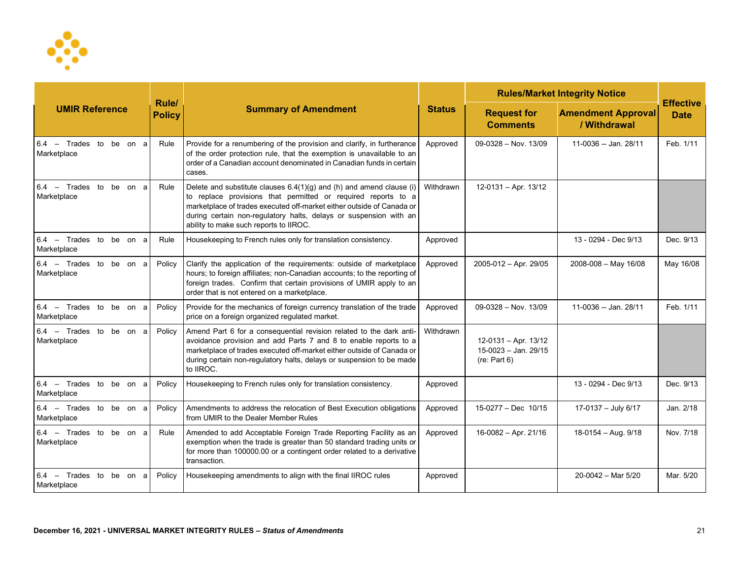| UMIR Reference | Rule/ Policy | Summary of Amendment | Status | Rules/Market Integrity Notice | | Effective Date |
|---|---|---|---|---|---|---|
| | | | | Request for Comments | Amendment Approval / Withdrawal | |
| 6.4 – Trades to be on a Marketplace | Rule | Provide for a renumbering of the provision and clarify, in furtherance of the order protection rule, that the exemption is unavailable to an order of a Canadian account denominated in Canadian funds in certain cases. | Approved | 09-0328 – Nov. 13/09 | 11-0036 -- Jan. 28/11 | Feb. 1/11 |
| 6.4 – Trades to be on a Marketplace | Rule | Delete and substitute clauses 6.4(1)(g) and (h) and amend clause (i) to replace provisions that permitted or required reports to a marketplace of trades executed off-market either outside of Canada or during certain non-regulatory halts, delays or suspension with an ability to make such reports to IIROC. | Withdrawn | 12-0131 – Apr. 13/12 | | |
| 6.4 – Trades to be on a Marketplace | Rule | Housekeeping to French rules only for translation consistency. | Approved | | 13 - 0294 - Dec 9/13 | Dec. 9/13 |
| 6.4 – Trades to be on a Marketplace | Policy | Clarify the application of the requirements: outside of marketplace hours; to foreign affiliates; non-Canadian accounts; to the reporting of foreign trades. Confirm that certain provisions of UMIR apply to an order that is not entered on a marketplace. | Approved | 2005-012 – Apr. 29/05 | 2008-008 – May 16/08 | May 16/08 |
| 6.4 – Trades to be on a Marketplace | Policy | Provide for the mechanics of foreign currency translation of the trade price on a foreign organized regulated market. | Approved | 09-0328 – Nov. 13/09 | 11-0036 -- Jan. 28/11 | Feb. 1/11 |
| 6.4 – Trades to be on a Marketplace | Policy | Amend Part 6 for a consequential revision related to the dark anti-avoidance provision and add Parts 7 and 8 to enable reports to a marketplace of trades executed off-market either outside of Canada or during certain non-regulatory halts, delays or suspension to be made to IIROC. | Withdrawn | 12-0131 – Apr. 13/12<br>15-0023 – Jan. 29/15 (re: Part 6) | | |
| 6.4 – Trades to be on a Marketplace | Policy | Housekeeping to French rules only for translation consistency. | Approved | | 13 - 0294 - Dec 9/13 | Dec. 9/13 |
| 6.4 – Trades to be on a Marketplace | Policy | Amendments to address the relocation of Best Execution obligations from UMIR to the Dealer Member Rules | Approved | 15-0277 – Dec 10/15 | 17-0137 – July 6/17 | Jan. 2/18 |
| 6.4 – Trades to be on a Marketplace | Rule | Amended to add Acceptable Foreign Trade Reporting Facility as an exemption when the trade is greater than 50 standard trading units or for more than 100000.00 or a contingent order related to a derivative transaction. | Approved | 16-0082 – Apr. 21/16 | 18-0154 – Aug. 9/18 | Nov. 7/18 |
| 6.4 – Trades to be on a Marketplace | Policy | Housekeeping amendments to align with the final IIROC rules | Approved | | 20-0042 – Mar 5/20 | Mar. 5/20 |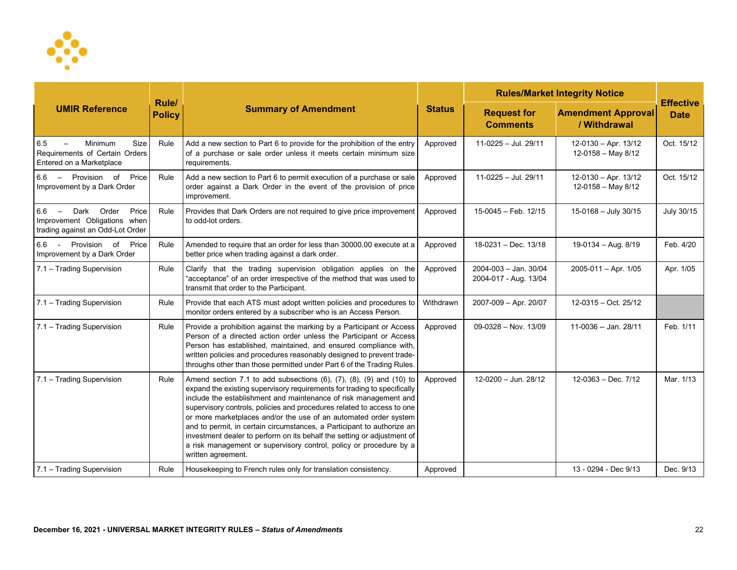| UMIR Reference | Rule/ Policy | Summary of Amendment | Status | Rules/Market Integrity Notice | | Effective Date |
|---|---|---|---|---|---|---|
| | | | | Request for Comments | Amendment Approval / Withdrawal | |
| 6.5 – Minimum Size Requirements of Certain Orders Entered on a Marketplace | Rule | Add a new section to Part 6 to provide for the prohibition of the entry of a purchase or sale order unless it meets certain minimum size requirements. | Approved | 11-0225 – Jul. 29/11 | 12-0130 – Apr. 13/12<br>12-0158 – May 8/12 | Oct. 15/12 |
| 6.6 – Provision of Price Improvement by a Dark Order | Rule | Add a new section to Part 6 to permit execution of a purchase or sale order against a Dark Order in the event of the provision of price improvement. | Approved | 11-0225 – Jul. 29/11 | 12-0130 – Apr. 13/12<br>12-0158 – May 8/12 | Oct. 15/12 |
| 6.6 – Dark Order Price Improvement Obligations when trading against an Odd-Lot Order | Rule | Provides that Dark Orders are not required to give price improvement to odd-lot orders. | Approved | 15-0045 – Feb. 12/15 | 15-0168 – July 30/15 | July 30/15 |
| 6.6 - Provision of Price Improvement by a Dark Order | Rule | Amended to require that an order for less than 30000.00 execute at a better price when trading against a dark order. | Approved | 18-0231 – Dec. 13/18 | 19-0134 – Aug. 8/19 | Feb. 4/20 |
| 7.1 – Trading Supervision | Rule | Clarify that the trading supervision obligation applies on the "acceptance" of an order irrespective of the method that was used to transmit that order to the Participant. | Approved | 2004-003 – Jan. 30/04<br>2004-017 - Aug. 13/04 | 2005-011 – Apr. 1/05 | Apr. 1/05 |
| 7.1 – Trading Supervision | Rule | Provide that each ATS must adopt written policies and procedures to monitor orders entered by a subscriber who is an Access Person. | Withdrawn | 2007-009 – Apr. 20/07 | 12-0315 – Oct. 25/12 | |
| 7.1 – Trading Supervision | Rule | Provide a prohibition against the marking by a Participant or Access Person of a directed action order unless the Participant or Access Person has established, maintained, and ensured compliance with, written policies and procedures reasonably designed to prevent trade-throughs other than those permitted under Part 6 of the Trading Rules. | Approved | 09-0328 – Nov. 13/09 | 11-0036 -- Jan. 28/11 | Feb. 1/11 |
| 7.1 – Trading Supervision | Rule | Amend section 7.1 to add subsections (6), (7), (8), (9) and (10) to expand the existing supervisory requirements for trading to specifically include the establishment and maintenance of risk management and supervisory controls, policies and procedures related to access to one or more marketplaces and/or the use of an automated order system and to permit, in certain circumstances, a Participant to authorize an investment dealer to perform on its behalf the setting or adjustment of a risk management or supervisory control, policy or procedure by a written agreement. | Approved | 12-0200 – Jun. 28/12 | 12-0363 – Dec. 7/12 | Mar. 1/13 |
| 7.1 – Trading Supervision | Rule | Housekeeping to French rules only for translation consistency. | Approved | | 13 - 0294 - Dec 9/13 | Dec. 9/13 |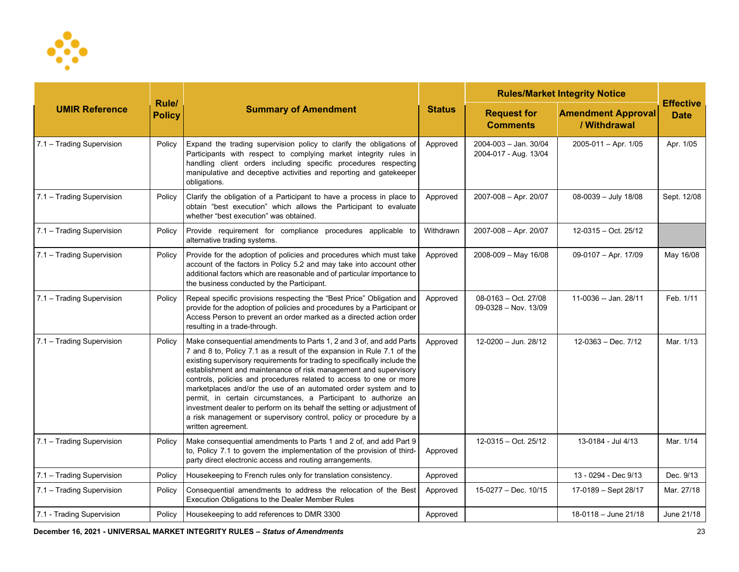| UMIR Reference | Rule/ Policy | Summary of Amendment | Status | Rules/Market Integrity Notice | | Effective Date |
|---|---|---|---|---|---|---|
| | | | | Request for Comments | Amendment Approval / Withdrawal | |
| 7.1 – Trading Supervision | Policy | Expand the trading supervision policy to clarify the obligations of Participants with respect to complying market integrity rules in handling client orders including specific procedures respecting manipulative and deceptive activities and reporting and gatekeeper obligations. | Approved | 2004-003 – Jan. 30/04<br>2004-017 - Aug. 13/04 | 2005-011 – Apr. 1/05 | Apr. 1/05 |
| 7.1 – Trading Supervision | Policy | Clarify the obligation of a Participant to have a process in place to obtain "best execution" which allows the Participant to evaluate whether "best execution" was obtained. | Approved | 2007-008 – Apr. 20/07 | 08-0039 – July 18/08 | Sept. 12/08 |
| 7.1 – Trading Supervision | Policy | Provide requirement for compliance procedures applicable to alternative trading systems. | Withdrawn | 2007-008 – Apr. 20/07 | 12-0315 – Oct. 25/12 | |
| 7.1 – Trading Supervision | Policy | Provide for the adoption of policies and procedures which must take account of the factors in Policy 5.2 and may take into account other additional factors which are reasonable and of particular importance to the business conducted by the Participant. | Approved | 2008-009 – May 16/08 | 09-0107 – Apr. 17/09 | May 16/08 |
| 7.1 – Trading Supervision | Policy | Repeal specific provisions respecting the "Best Price" Obligation and provide for the adoption of policies and procedures by a Participant or Access Person to prevent an order marked as a directed action order resulting in a trade-through. | Approved | 08-0163 – Oct. 27/08<br>09-0328 – Nov. 13/09 | 11-0036 -- Jan. 28/11 | Feb. 1/11 |
| 7.1 – Trading Supervision | Policy | Make consequential amendments to Parts 1, 2 and 3 of, and add Parts 7 and 8 to, Policy 7.1 as a result of the expansion in Rule 7.1 of the existing supervisory requirements for trading to specifically include the establishment and maintenance of risk management and supervisory controls, policies and procedures related to access to one or more marketplaces and/or the use of an automated order system and to permit, in certain circumstances, a Participant to authorize an investment dealer to perform on its behalf the setting or adjustment of a risk management or supervisory control, policy or procedure by a written agreement. | Approved | 12-0200 – Jun. 28/12 | 12-0363 – Dec. 7/12 | Mar. 1/13 |
| 7.1 – Trading Supervision | Policy | Make consequential amendments to Parts 1 and 2 of, and add Part 9 to, Policy 7.1 to govern the implementation of the provision of third-party direct electronic access and routing arrangements. | Approved | 12-0315 – Oct. 25/12 | 13-0184 - Jul 4/13 | Mar. 1/14 |
| 7.1 – Trading Supervision | Policy | Housekeeping to French rules only for translation consistency. | Approved | | 13 - 0294 - Dec 9/13 | Dec. 9/13 |
| 7.1 – Trading Supervision | Policy | Consequential amendments to address the relocation of the Best Execution Obligations to the Dealer Member Rules | Approved | 15-0277 – Dec. 10/15 | 17-0189 – Sept 28/17 | Mar. 27/18 |
| 7.1 - Trading Supervision | Policy | Housekeeping to add references to DMR 3300 | Approved | | 18-0118 – June 21/18 | June 21/18 |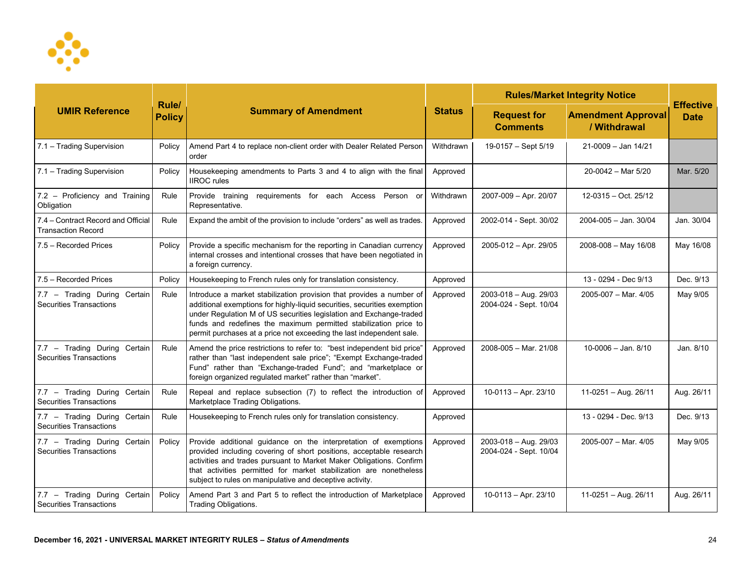| UMIR Reference | Rule/ Policy | Summary of Amendment | Status | Rules/Market Integrity Notice | | Effective Date |
|---|---|---|---|---|---|---|
| | | | | Request for Comments | Amendment Approval / Withdrawal | |
| 7.1 – Trading Supervision | Policy | Amend Part 4 to replace non-client order with Dealer Related Person order | Withdrawn | 19-0157 – Sept 5/19 | 21-0009 – Jan 14/21 | |
| 7.1 – Trading Supervision | Policy | Housekeeping amendments to Parts 3 and 4 to align with the final IIROC rules | Approved | | 20-0042 – Mar 5/20 | Mar. 5/20 |
| 7.2 – Proficiency and Training Obligation | Rule | Provide training requirements for each Access Person or Representative. | Withdrawn | 2007-009 – Apr. 20/07 | 12-0315 – Oct. 25/12 | |
| 7.4 – Contract Record and Official Transaction Record | Rule | Expand the ambit of the provision to include "orders" as well as trades. | Approved | 2002-014 - Sept. 30/02 | 2004-005 – Jan. 30/04 | Jan. 30/04 |
| 7.5 – Recorded Prices | Policy | Provide a specific mechanism for the reporting in Canadian currency internal crosses and intentional crosses that have been negotiated in a foreign currency. | Approved | 2005-012 – Apr. 29/05 | 2008-008 – May 16/08 | May 16/08 |
| 7.5 – Recorded Prices | Policy | Housekeeping to French rules only for translation consistency. | Approved | | 13 - 0294 - Dec 9/13 | Dec. 9/13 |
| 7.7 – Trading During Certain Securities Transactions | Rule | Introduce a market stabilization provision that provides a number of additional exemptions for highly-liquid securities, securities exemption under Regulation M of US securities legislation and Exchange-traded funds and redefines the maximum permitted stabilization price to permit purchases at a price not exceeding the last independent sale. | Approved | 2003-018 – Aug. 29/03<br>2004-024 - Sept. 10/04 | 2005-007 – Mar. 4/05 | May 9/05 |
| 7.7 – Trading During Certain Securities Transactions | Rule | Amend the price restrictions to refer to: "best independent bid price" rather than "last independent sale price"; "Exempt Exchange-traded Fund" rather than "Exchange-traded Fund"; and "marketplace or foreign organized regulated market" rather than "market". | Approved | 2008-005 – Mar. 21/08 | 10-0006 – Jan. 8/10 | Jan. 8/10 |
| 7.7 – Trading During Certain Securities Transactions | Rule | Repeal and replace subsection (7) to reflect the introduction of Marketplace Trading Obligations. | Approved | 10-0113 – Apr. 23/10 | 11-0251 – Aug. 26/11 | Aug. 26/11 |
| 7.7 – Trading During Certain Securities Transactions | Rule | Housekeeping to French rules only for translation consistency. | Approved | | 13 - 0294 - Dec. 9/13 | Dec. 9/13 |
| 7.7 – Trading During Certain Securities Transactions | Policy | Provide additional guidance on the interpretation of exemptions provided including covering of short positions, acceptable research activities and trades pursuant to Market Maker Obligations. Confirm that activities permitted for market stabilization are nonetheless subject to rules on manipulative and deceptive activity. | Approved | 2003-018 – Aug. 29/03<br>2004-024 - Sept. 10/04 | 2005-007 – Mar. 4/05 | May 9/05 |
| 7.7 – Trading During Certain Securities Transactions | Policy | Amend Part 3 and Part 5 to reflect the introduction of Marketplace Trading Obligations. | Approved | 10-0113 – Apr. 23/10 | 11-0251 – Aug. 26/11 | Aug. 26/11 |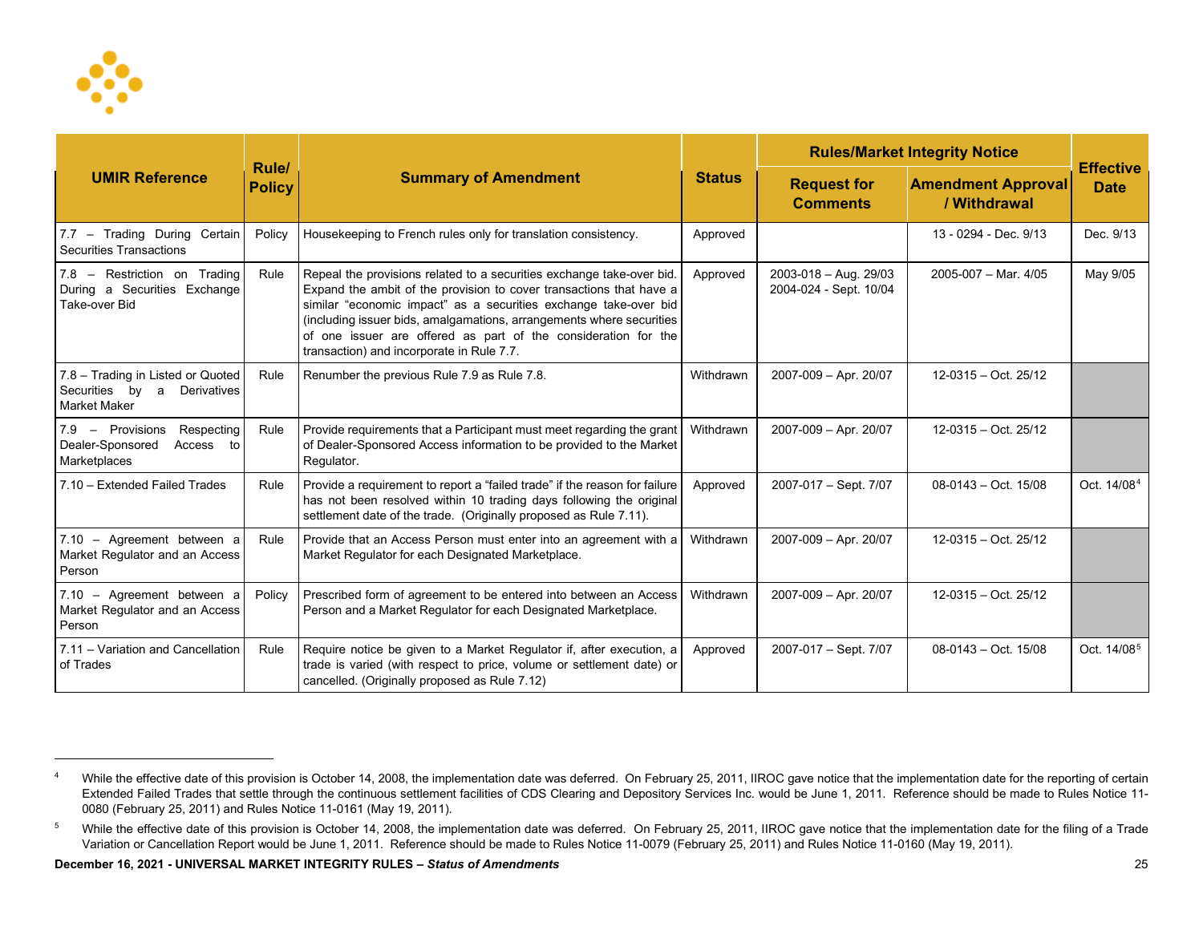| UMIR Reference | Rule/ Policy | Summary of Amendment | Status | Rules/Market Integrity Notice | | Effective Date |
|---|---|---|---|---|---|---|
| | | | | Request for Comments | Amendment Approval / Withdrawal | |
| 7.7 – Trading During Certain Securities Transactions | Policy | Housekeeping to French rules only for translation consistency. | Approved | | 13 - 0294 - Dec. 9/13 | Dec. 9/13 |
| 7.8 – Restriction on Trading During a Securities Exchange Take-over Bid | Rule | Repeal the provisions related to a securities exchange take-over bid. Expand the ambit of the provision to cover transactions that have a similar "economic impact" as a securities exchange take-over bid (including issuer bids, amalgamations, arrangements where securities of one issuer are offered as part of the consideration for the transaction) and incorporate in Rule 7.7. | Approved | 2003-018 – Aug. 29/03<br>2004-024 - Sept. 10/04 | 2005-007 – Mar. 4/05 | May 9/05 |
| 7.8 – Trading in Listed or Quoted Securities by a Derivatives Market Maker | Rule | Renumber the previous Rule 7.9 as Rule 7.8. | Withdrawn | 2007-009 – Apr. 20/07 | 12-0315 – Oct. 25/12 | |
| 7.9 – Provisions Respecting Dealer-Sponsored Access to Marketplaces | Rule | Provide requirements that a Participant must meet regarding the grant of Dealer-Sponsored Access information to be provided to the Market Regulator. | Withdrawn | 2007-009 – Apr. 20/07 | 12-0315 – Oct. 25/12 | |
| 7.10 – Extended Failed Trades | Rule | Provide a requirement to report a "failed trade" if the reason for failure has not been resolved within 10 trading days following the original settlement date of the trade. (Originally proposed as Rule 7.11). | Approved | 2007-017 – Sept. 7/07 | 08-0143 – Oct. 15/08 | Oct. 14/08[4] |
| 7.10 – Agreement between a Market Regulator and an Access Person | Rule | Provide that an Access Person must enter into an agreement with a Market Regulator for each Designated Marketplace. | Withdrawn | 2007-009 – Apr. 20/07 | 12-0315 – Oct. 25/12 | |
| 7.10 – Agreement between a Market Regulator and an Access Person | Policy | Prescribed form of agreement to be entered into between an Access Person and a Market Regulator for each Designated Marketplace. | Withdrawn | 2007-009 – Apr. 20/07 | 12-0315 – Oct. 25/12 | |
| 7.11 – Variation and Cancellation of Trades | Rule | Require notice be given to a Market Regulator if, after execution, a trade is varied (with respect to price, volume or settlement date) or cancelled. (Originally proposed as Rule 7.12) | Approved | 2007-017 – Sept. 7/07 | 08-0143 – Oct. 15/08 | Oct. 14/08[5] |

[4] While the effective date of this provision is October 14, 2008, the implementation date was deferred. On February 25, 2011, IIROC gave notice that the implementation date for the reporting of certain Extended Failed Trades that settle through the continuous settlement facilities of CDS Clearing and Depository Services Inc. would be June 1, 2011. Reference should be made to Rules Notice 11-0080 (February 25, 2011) and Rules Notice 11-0161 (May 19, 2011).

[5] While the effective date of this provision is October 14, 2008, the implementation date was deferred. On February 25, 2011, IIROC gave notice that the implementation date for the filing of a Trade Variation or Cancellation Report would be June 1, 2011. Reference should be made to Rules Notice 11-0079 (February 25, 2011) and Rules Notice 11-0160 (May 19, 2011).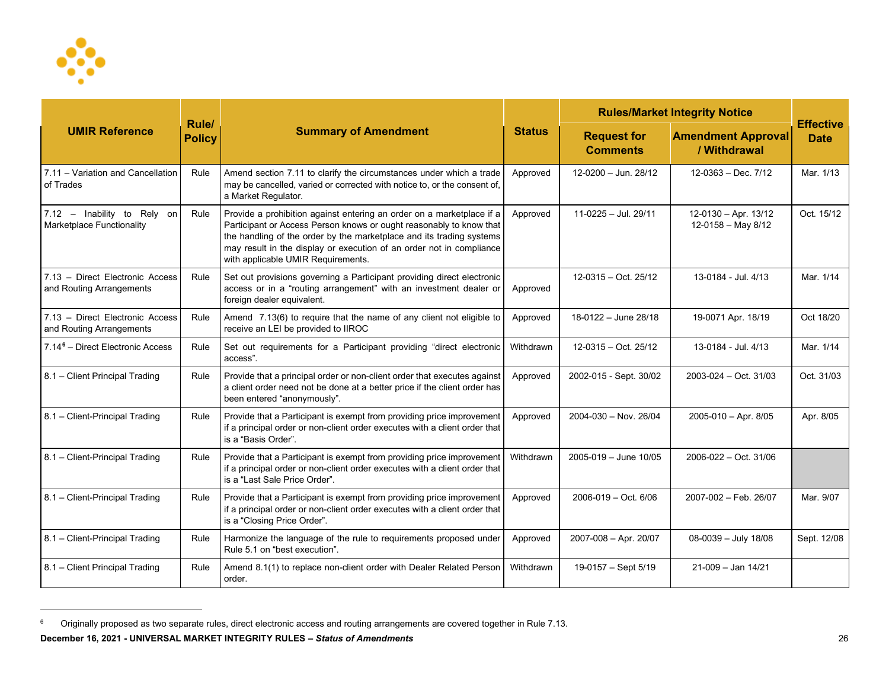| UMIR Reference | Rule/ Policy | Summary of Amendment | Status | Rules/Market Integrity Notice | | Effective Date |
|---|---|---|---|---|---|---|
| | | | | Request for Comments | Amendment Approval / Withdrawal | |
| 7.11 – Variation and Cancellation of Trades | Rule | Amend section 7.11 to clarify the circumstances under which a trade may be cancelled, varied or corrected with notice to, or the consent of, a Market Regulator. | Approved | 12-0200 – Jun. 28/12 | 12-0363 – Dec. 7/12 | Mar. 1/13 |
| 7.12 – Inability to Rely on Marketplace Functionality | Rule | Provide a prohibition against entering an order on a marketplace if a Participant or Access Person knows or ought reasonably to know that the handling of the order by the marketplace and its trading systems may result in the display or execution of an order not in compliance with applicable UMIR Requirements. | Approved | 11-0225 – Jul. 29/11 | 12-0130 – Apr. 13/12<br>12-0158 – May 8/12 | Oct. 15/12 |
| 7.13 – Direct Electronic Access and Routing Arrangements | Rule | Set out provisions governing a Participant providing direct electronic access or in a "routing arrangement" with an investment dealer or foreign dealer equivalent. | Approved | 12-0315 – Oct. 25/12 | 13-0184 - Jul. 4/13 | Mar. 1/14 |
| 7.13 – Direct Electronic Access and Routing Arrangements | Rule | Amend 7.13(6) to require that the name of any client not eligible to receive an LEI be provided to IIROC | Approved | 18-0122 – June 28/18 | 19-0071 Apr. 18/19 | Oct 18/20 |
| 7.14[6] – Direct Electronic Access | Rule | Set out requirements for a Participant providing "direct electronic access". | Withdrawn | 12-0315 – Oct. 25/12 | 13-0184 - Jul. 4/13 | Mar. 1/14 |
| 8.1 – Client Principal Trading | Rule | Provide that a principal order or non-client order that executes against a client order need not be done at a better price if the client order has been entered "anonymously". | Approved | 2002-015 - Sept. 30/02 | 2003-024 – Oct. 31/03 | Oct. 31/03 |
| 8.1 – Client-Principal Trading | Rule | Provide that a Participant is exempt from providing price improvement if a principal order or non-client order executes with a client order that is a "Basis Order". | Approved | 2004-030 – Nov. 26/04 | 2005-010 – Apr. 8/05 | Apr. 8/05 |
| 8.1 – Client-Principal Trading | Rule | Provide that a Participant is exempt from providing price improvement if a principal order or non-client order executes with a client order that is a "Last Sale Price Order". | Withdrawn | 2005-019 – June 10/05 | 2006-022 – Oct. 31/06 | |
| 8.1 – Client-Principal Trading | Rule | Provide that a Participant is exempt from providing price improvement if a principal order or non-client order executes with a client order that is a "Closing Price Order". | Approved | 2006-019 – Oct. 6/06 | 2007-002 – Feb. 26/07 | Mar. 9/07 |
| 8.1 – Client-Principal Trading | Rule | Harmonize the language of the rule to requirements proposed under Rule 5.1 on "best execution". | Approved | 2007-008 – Apr. 20/07 | 08-0039 – July 18/08 | Sept. 12/08 |
| 8.1 – Client Principal Trading | Rule | Amend 8.1(1) to replace non-client order with Dealer Related Person order. | Withdrawn | 19-0157 – Sept 5/19 | 21-009 – Jan 14/21 | |

[6] Originally proposed as two separate rules, direct electronic access and routing arrangements are covered together in Rule 7.13.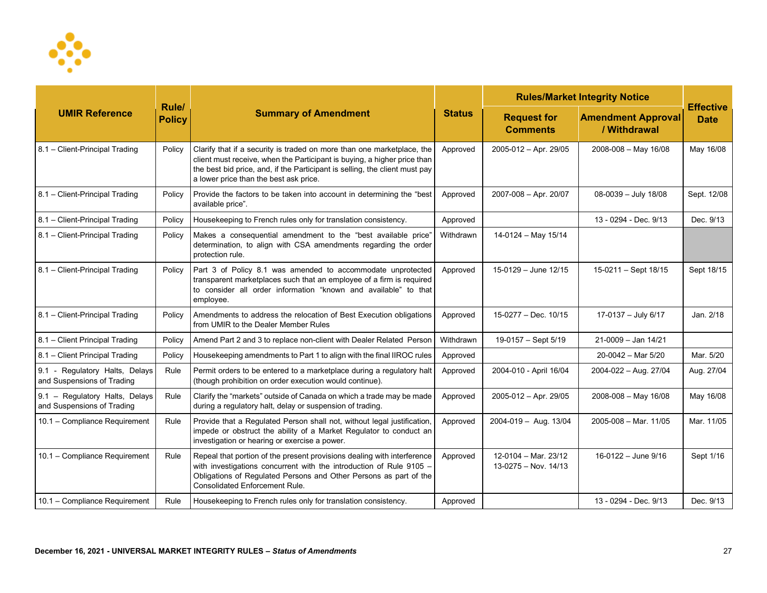| UMIR Reference | Rule/ Policy | Summary of Amendment | Status | Rules/Market Integrity Notice | | Effective Date |
|---|---|---|---|---|---|---|
| | | | | Request for Comments | Amendment Approval / Withdrawal | |
| 8.1 – Client-Principal Trading | Policy | Clarify that if a security is traded on more than one marketplace, the client must receive, when the Participant is buying, a higher price than the best bid price, and, if the Participant is selling, the client must pay a lower price than the best ask price. | Approved | 2005-012 – Apr. 29/05 | 2008-008 – May 16/08 | May 16/08 |
| 8.1 – Client-Principal Trading | Policy | Provide the factors to be taken into account in determining the "best available price". | Approved | 2007-008 – Apr. 20/07 | 08-0039 – July 18/08 | Sept. 12/08 |
| 8.1 – Client-Principal Trading | Policy | Housekeeping to French rules only for translation consistency. | Approved | | 13 - 0294 - Dec. 9/13 | Dec. 9/13 |
| 8.1 – Client-Principal Trading | Policy | Makes a consequential amendment to the "best available price" determination, to align with CSA amendments regarding the order protection rule. | Withdrawn | 14-0124 – May 15/14 | | |
| 8.1 – Client-Principal Trading | Policy | Part 3 of Policy 8.1 was amended to accommodate unprotected transparent marketplaces such that an employee of a firm is required to consider all order information "known and available" to that employee. | Approved | 15-0129 – June 12/15 | 15-0211 – Sept 18/15 | Sept 18/15 |
| 8.1 – Client-Principal Trading | Policy | Amendments to address the relocation of Best Execution obligations from UMIR to the Dealer Member Rules | Approved | 15-0277 – Dec. 10/15 | 17-0137 – July 6/17 | Jan. 2/18 |
| 8.1 – Client Principal Trading | Policy | Amend Part 2 and 3 to replace non-client with Dealer Related Person | Withdrawn | 19-0157 – Sept 5/19 | 21-0009 – Jan 14/21 | |
| 8.1 – Client Principal Trading | Policy | Housekeeping amendments to Part 1 to align with the final IIROC rules | Approved | | 20-0042 – Mar 5/20 | Mar. 5/20 |
| 9.1 - Regulatory Halts, Delays and Suspensions of Trading | Rule | Permit orders to be entered to a marketplace during a regulatory halt (though prohibition on order execution would continue). | Approved | 2004-010 - April 16/04 | 2004-022 – Aug. 27/04 | Aug. 27/04 |
| 9.1 – Regulatory Halts, Delays and Suspensions of Trading | Rule | Clarify the "markets" outside of Canada on which a trade may be made during a regulatory halt, delay or suspension of trading. | Approved | 2005-012 – Apr. 29/05 | 2008-008 – May 16/08 | May 16/08 |
| 10.1 – Compliance Requirement | Rule | Provide that a Regulated Person shall not, without legal justification, impede or obstruct the ability of a Market Regulator to conduct an investigation or hearing or exercise a power. | Approved | 2004-019 – Aug. 13/04 | 2005-008 – Mar. 11/05 | Mar. 11/05 |
| 10.1 – Compliance Requirement | Rule | Repeal that portion of the present provisions dealing with interference with investigations concurrent with the introduction of Rule 9105 – Obligations of Regulated Persons and Other Persons as part of the Consolidated Enforcement Rule. | Approved | 12-0104 – Mar. 23/12<br>13-0275 – Nov. 14/13 | 16-0122 – June 9/16 | Sept 1/16 |
| 10.1 – Compliance Requirement | Rule | Housekeeping to French rules only for translation consistency. | Approved | | 13 - 0294 - Dec. 9/13 | Dec. 9/13 |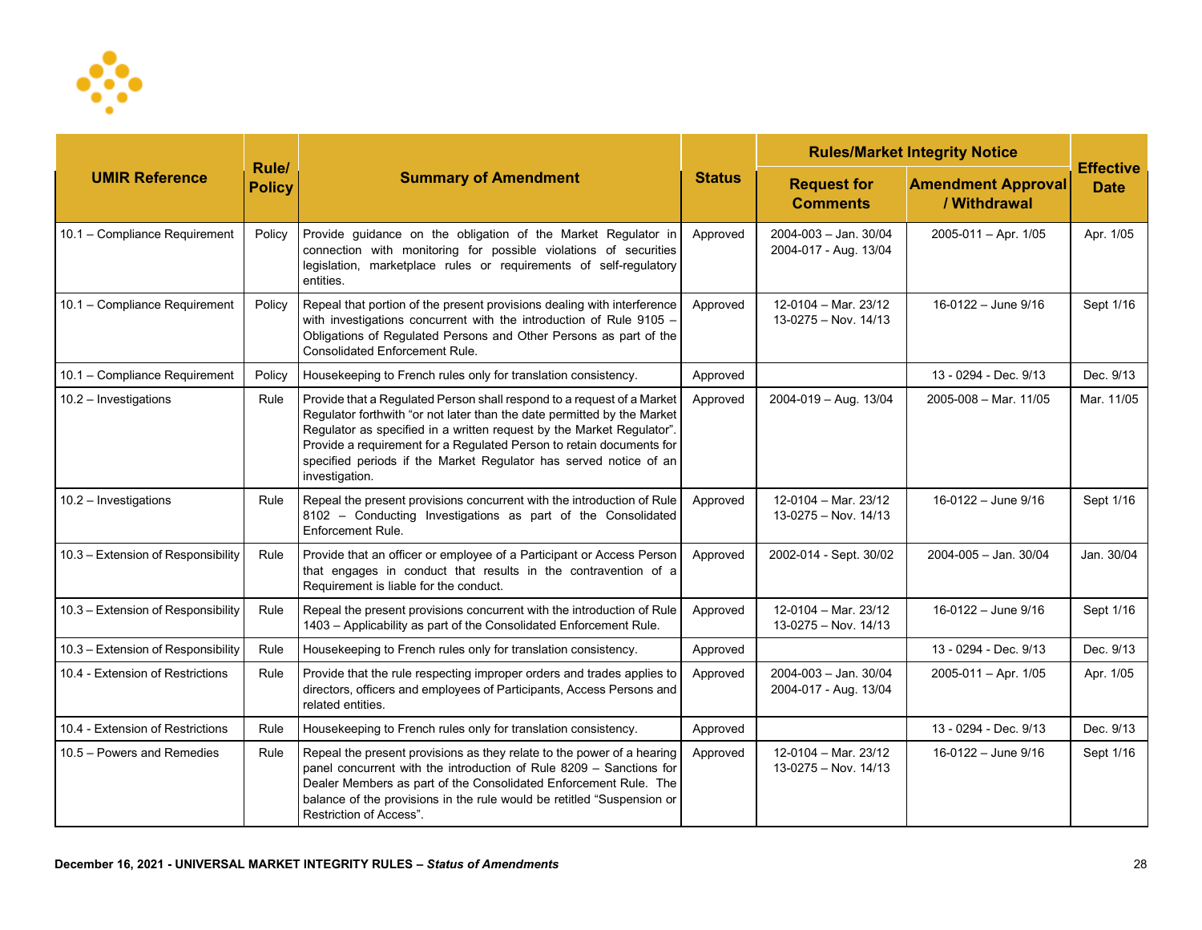| UMIR Reference | Rule/ Policy | Summary of Amendment | Status | Rules/Market Integrity Notice | | Effective Date |
|---|---|---|---|---|---|---|
| | | | | Request for Comments | Amendment Approval / Withdrawal | |
| 10.1 – Compliance Requirement | Policy | Provide guidance on the obligation of the Market Regulator in connection with monitoring for possible violations of securities legislation, marketplace rules or requirements of self-regulatory entities. | Approved | 2004-003 – Jan. 30/04<br>2004-017 - Aug. 13/04 | 2005-011 – Apr. 1/05 | Apr. 1/05 |
| 10.1 – Compliance Requirement | Policy | Repeal that portion of the present provisions dealing with interference with investigations concurrent with the introduction of Rule 9105 – Obligations of Regulated Persons and Other Persons as part of the Consolidated Enforcement Rule. | Approved | 12-0104 – Mar. 23/12<br>13-0275 – Nov. 14/13 | 16-0122 – June 9/16 | Sept 1/16 |
| 10.1 – Compliance Requirement | Policy | Housekeeping to French rules only for translation consistency. | Approved | | 13 - 0294 - Dec. 9/13 | Dec. 9/13 |
| 10.2 – Investigations | Rule | Provide that a Regulated Person shall respond to a request of a Market Regulator forthwith "or not later than the date permitted by the Market Regulator as specified in a written request by the Market Regulator". Provide a requirement for a Regulated Person to retain documents for specified periods if the Market Regulator has served notice of an investigation. | Approved | 2004-019 – Aug. 13/04 | 2005-008 – Mar. 11/05 | Mar. 11/05 |
| 10.2 – Investigations | Rule | Repeal the present provisions concurrent with the introduction of Rule 8102 – Conducting Investigations as part of the Consolidated Enforcement Rule. | Approved | 12-0104 – Mar. 23/12<br>13-0275 – Nov. 14/13 | 16-0122 – June 9/16 | Sept 1/16 |
| 10.3 – Extension of Responsibility | Rule | Provide that an officer or employee of a Participant or Access Person that engages in conduct that results in the contravention of a Requirement is liable for the conduct. | Approved | 2002-014 - Sept. 30/02 | 2004-005 – Jan. 30/04 | Jan. 30/04 |
| 10.3 – Extension of Responsibility | Rule | Repeal the present provisions concurrent with the introduction of Rule 1403 – Applicability as part of the Consolidated Enforcement Rule. | Approved | 12-0104 – Mar. 23/12<br>13-0275 – Nov. 14/13 | 16-0122 – June 9/16 | Sept 1/16 |
| 10.3 – Extension of Responsibility | Rule | Housekeeping to French rules only for translation consistency. | Approved | | 13 - 0294 - Dec. 9/13 | Dec. 9/13 |
| 10.4 - Extension of Restrictions | Rule | Provide that the rule respecting improper orders and trades applies to directors, officers and employees of Participants, Access Persons and related entities. | Approved | 2004-003 – Jan. 30/04<br>2004-017 - Aug. 13/04 | 2005-011 – Apr. 1/05 | Apr. 1/05 |
| 10.4 - Extension of Restrictions | Rule | Housekeeping to French rules only for translation consistency. | Approved | | 13 - 0294 - Dec. 9/13 | Dec. 9/13 |
| 10.5 – Powers and Remedies | Rule | Repeal the present provisions as they relate to the power of a hearing panel concurrent with the introduction of Rule 8209 – Sanctions for Dealer Members as part of the Consolidated Enforcement Rule. The balance of the provisions in the rule would be retitled "Suspension or Restriction of Access". | Approved | 12-0104 – Mar. 23/12<br>13-0275 – Nov. 14/13 | 16-0122 – June 9/16 | Sept 1/16 |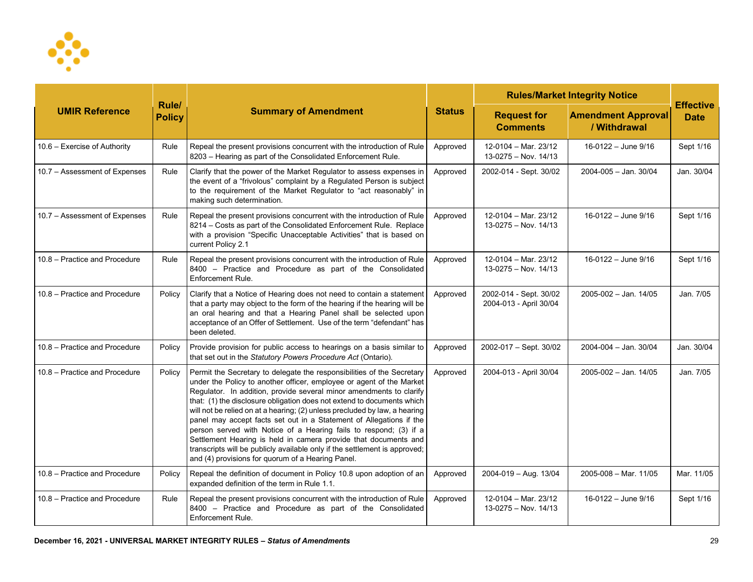| UMIR Reference | Rule/ Policy | Summary of Amendment | Status | Rules/Market Integrity Notice | | Effective Date |
|---|---|---|---|---|---|---|
| | | | | Request for Comments | Amendment Approval / Withdrawal | |
| 10.6 – Exercise of Authority | Rule | Repeal the present provisions concurrent with the introduction of Rule 8203 – Hearing as part of the Consolidated Enforcement Rule. | Approved | 12-0104 – Mar. 23/12<br>13-0275 – Nov. 14/13 | 16-0122 – June 9/16 | Sept 1/16 |
| 10.7 – Assessment of Expenses | Rule | Clarify that the power of the Market Regulator to assess expenses in the event of a "frivolous" complaint by a Regulated Person is subject to the requirement of the Market Regulator to "act reasonably" in making such determination. | Approved | 2002-014 - Sept. 30/02 | 2004-005 – Jan. 30/04 | Jan. 30/04 |
| 10.7 – Assessment of Expenses | Rule | Repeal the present provisions concurrent with the introduction of Rule 8214 – Costs as part of the Consolidated Enforcement Rule. Replace with a provision "Specific Unacceptable Activities" that is based on current Policy 2.1 | Approved | 12-0104 – Mar. 23/12<br>13-0275 – Nov. 14/13 | 16-0122 – June 9/16 | Sept 1/16 |
| 10.8 – Practice and Procedure | Rule | Repeal the present provisions concurrent with the introduction of Rule 8400 – Practice and Procedure as part of the Consolidated Enforcement Rule. | Approved | 12-0104 – Mar. 23/12<br>13-0275 – Nov. 14/13 | 16-0122 – June 9/16 | Sept 1/16 |
| 10.8 – Practice and Procedure | Policy | Clarify that a Notice of Hearing does not need to contain a statement that a party may object to the form of the hearing if the hearing will be an oral hearing and that a Hearing Panel shall be selected upon acceptance of an Offer of Settlement. Use of the term "defendant" has been deleted. | Approved | 2002-014 - Sept. 30/02<br>2004-013 - April 30/04 | 2005-002 – Jan. 14/05 | Jan. 7/05 |
| 10.8 – Practice and Procedure | Policy | Provide provision for public access to hearings on a basis similar to that set out in the *Statutory Powers Procedure Act* (Ontario). | Approved | 2002-017 – Sept. 30/02 | 2004-004 – Jan. 30/04 | Jan. 30/04 |
| 10.8 – Practice and Procedure | Policy | Permit the Secretary to delegate the responsibilities of the Secretary under the Policy to another officer, employee or agent of the Market Regulator. In addition, provide several minor amendments to clarify that: (1) the disclosure obligation does not extend to documents which will not be relied on at a hearing; (2) unless precluded by law, a hearing panel may accept facts set out in a Statement of Allegations if the person served with Notice of a Hearing fails to respond; (3) if a Settlement Hearing is held in camera provide that documents and transcripts will be publicly available only if the settlement is approved; and (4) provisions for quorum of a Hearing Panel. | Approved | 2004-013 - April 30/04 | 2005-002 – Jan. 14/05 | Jan. 7/05 |
| 10.8 – Practice and Procedure | Policy | Repeal the definition of document in Policy 10.8 upon adoption of an expanded definition of the term in Rule 1.1. | Approved | 2004-019 – Aug. 13/04 | 2005-008 – Mar. 11/05 | Mar. 11/05 |
| 10.8 – Practice and Procedure | Rule | Repeal the present provisions concurrent with the introduction of Rule 8400 – Practice and Procedure as part of the Consolidated Enforcement Rule. | Approved | 12-0104 – Mar. 23/12<br>13-0275 – Nov. 14/13 | 16-0122 – June 9/16 | Sept 1/16 |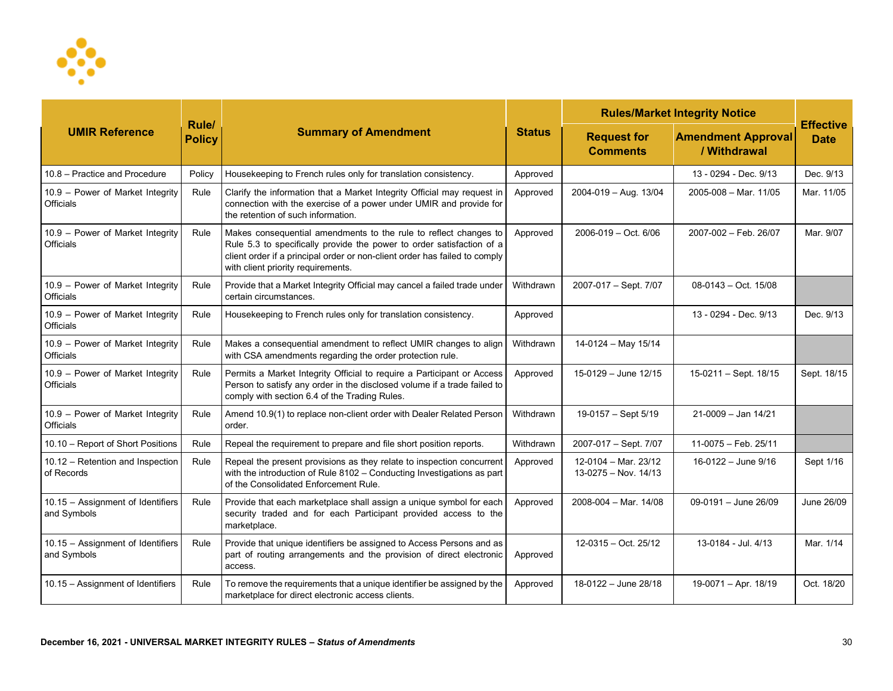| UMIR Reference | Rule/ Policy | Summary of Amendment | Status | Rules/Market Integrity Notice | | Effective Date |
|---|---|---|---|---|---|---|
| | | | | Request for Comments | Amendment Approval / Withdrawal | |
| 10.8 – Practice and Procedure | Policy | Housekeeping to French rules only for translation consistency. | Approved | | 13 - 0294 - Dec. 9/13 | Dec. 9/13 |
| 10.9 – Power of Market Integrity Officials | Rule | Clarify the information that a Market Integrity Official may request in connection with the exercise of a power under UMIR and provide for the retention of such information. | Approved | 2004-019 – Aug. 13/04 | 2005-008 – Mar. 11/05 | Mar. 11/05 |
| 10.9 – Power of Market Integrity Officials | Rule | Makes consequential amendments to the rule to reflect changes to Rule 5.3 to specifically provide the power to order satisfaction of a client order if a principal order or non-client order has failed to comply with client priority requirements. | Approved | 2006-019 – Oct. 6/06 | 2007-002 – Feb. 26/07 | Mar. 9/07 |
| 10.9 – Power of Market Integrity Officials | Rule | Provide that a Market Integrity Official may cancel a failed trade under certain circumstances. | Withdrawn | 2007-017 – Sept. 7/07 | 08-0143 – Oct. 15/08 | |
| 10.9 – Power of Market Integrity Officials | Rule | Housekeeping to French rules only for translation consistency. | Approved | | 13 - 0294 - Dec. 9/13 | Dec. 9/13 |
| 10.9 – Power of Market Integrity Officials | Rule | Makes a consequential amendment to reflect UMIR changes to align with CSA amendments regarding the order protection rule. | Withdrawn | 14-0124 – May 15/14 | | |
| 10.9 – Power of Market Integrity Officials | Rule | Permits a Market Integrity Official to require a Participant or Access Person to satisfy any order in the disclosed volume if a trade failed to comply with section 6.4 of the Trading Rules. | Approved | 15-0129 – June 12/15 | 15-0211 – Sept. 18/15 | Sept. 18/15 |
| 10.9 – Power of Market Integrity Officials | Rule | Amend 10.9(1) to replace non-client order with Dealer Related Person order. | Withdrawn | 19-0157 – Sept 5/19 | 21-0009 – Jan 14/21 | |
| 10.10 – Report of Short Positions | Rule | Repeal the requirement to prepare and file short position reports. | Withdrawn | 2007-017 – Sept. 7/07 | 11-0075 – Feb. 25/11 | |
| 10.12 – Retention and Inspection of Records | Rule | Repeal the present provisions as they relate to inspection concurrent with the introduction of Rule 8102 – Conducting Investigations as part of the Consolidated Enforcement Rule. | Approved | 12-0104 – Mar. 23/12<br>13-0275 – Nov. 14/13 | 16-0122 – June 9/16 | Sept 1/16 |
| 10.15 – Assignment of Identifiers and Symbols | Rule | Provide that each marketplace shall assign a unique symbol for each security traded and for each Participant provided access to the marketplace. | Approved | 2008-004 – Mar. 14/08 | 09-0191 – June 26/09 | June 26/09 |
| 10.15 – Assignment of Identifiers and Symbols | Rule | Provide that unique identifiers be assigned to Access Persons and as part of routing arrangements and the provision of direct electronic access. | Approved | 12-0315 – Oct. 25/12 | 13-0184 - Jul. 4/13 | Mar. 1/14 |
| 10.15 – Assignment of Identifiers | Rule | To remove the requirements that a unique identifier be assigned by the marketplace for direct electronic access clients. | Approved | 18-0122 – June 28/18 | 19-0071 – Apr. 18/19 | Oct. 18/20 |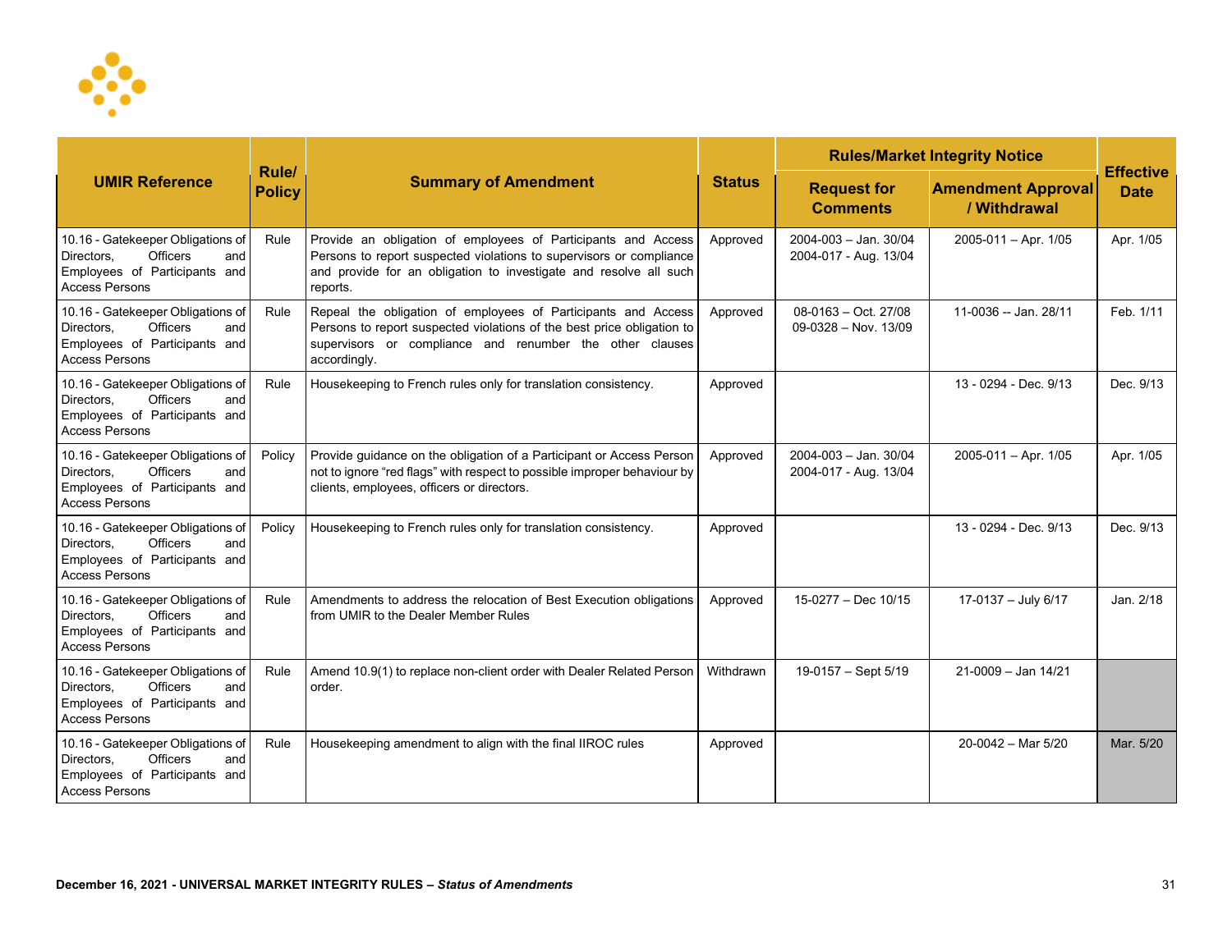| UMIR Reference | Rule/ Policy | Summary of Amendment | Status | Rules/Market Integrity Notice | | Effective Date |
|---|---|---|---|---|---|---|
| | | | | Request for Comments | Amendment Approval / Withdrawal | |
| 10.16 - Gatekeeper Obligations of Directors, Officers and Employees of Participants and Access Persons | Rule | Provide an obligation of employees of Participants and Access Persons to report suspected violations to supervisors or compliance and provide for an obligation to investigate and resolve all such reports. | Approved | 2004-003 – Jan. 30/04<br>2004-017 - Aug. 13/04 | 2005-011 – Apr. 1/05 | Apr. 1/05 |
| 10.16 - Gatekeeper Obligations of Directors, Officers and Employees of Participants and Access Persons | Rule | Repeal the obligation of employees of Participants and Access Persons to report suspected violations of the best price obligation to supervisors or compliance and renumber the other clauses accordingly. | Approved | 08-0163 – Oct. 27/08<br>09-0328 – Nov. 13/09 | 11-0036 -- Jan. 28/11 | Feb. 1/11 |
| 10.16 - Gatekeeper Obligations of Directors, Officers and Employees of Participants and Access Persons | Rule | Housekeeping to French rules only for translation consistency. | Approved | | 13 - 0294 - Dec. 9/13 | Dec. 9/13 |
| 10.16 - Gatekeeper Obligations of Directors, Officers and Employees of Participants and Access Persons | Policy | Provide guidance on the obligation of a Participant or Access Person not to ignore "red flags" with respect to possible improper behaviour by clients, employees, officers or directors. | Approved | 2004-003 – Jan. 30/04<br>2004-017 - Aug. 13/04 | 2005-011 – Apr. 1/05 | Apr. 1/05 |
| 10.16 - Gatekeeper Obligations of Directors, Officers and Employees of Participants and Access Persons | Policy | Housekeeping to French rules only for translation consistency. | Approved | | 13 - 0294 - Dec. 9/13 | Dec. 9/13 |
| 10.16 - Gatekeeper Obligations of Directors, Officers and Employees of Participants and Access Persons | Rule | Amendments to address the relocation of Best Execution obligations from UMIR to the Dealer Member Rules | Approved | 15-0277 – Dec 10/15 | 17-0137 – July 6/17 | Jan. 2/18 |
| 10.16 - Gatekeeper Obligations of Directors, Officers and Employees of Participants and Access Persons | Rule | Amend 10.9(1) to replace non-client order with Dealer Related Person order. | Withdrawn | 19-0157 – Sept 5/19 | 21-0009 – Jan 14/21 | |
| 10.16 - Gatekeeper Obligations of Directors, Officers and Employees of Participants and Access Persons | Rule | Housekeeping amendment to align with the final IIROC rules | Approved | | 20-0042 – Mar 5/20 | Mar. 5/20 |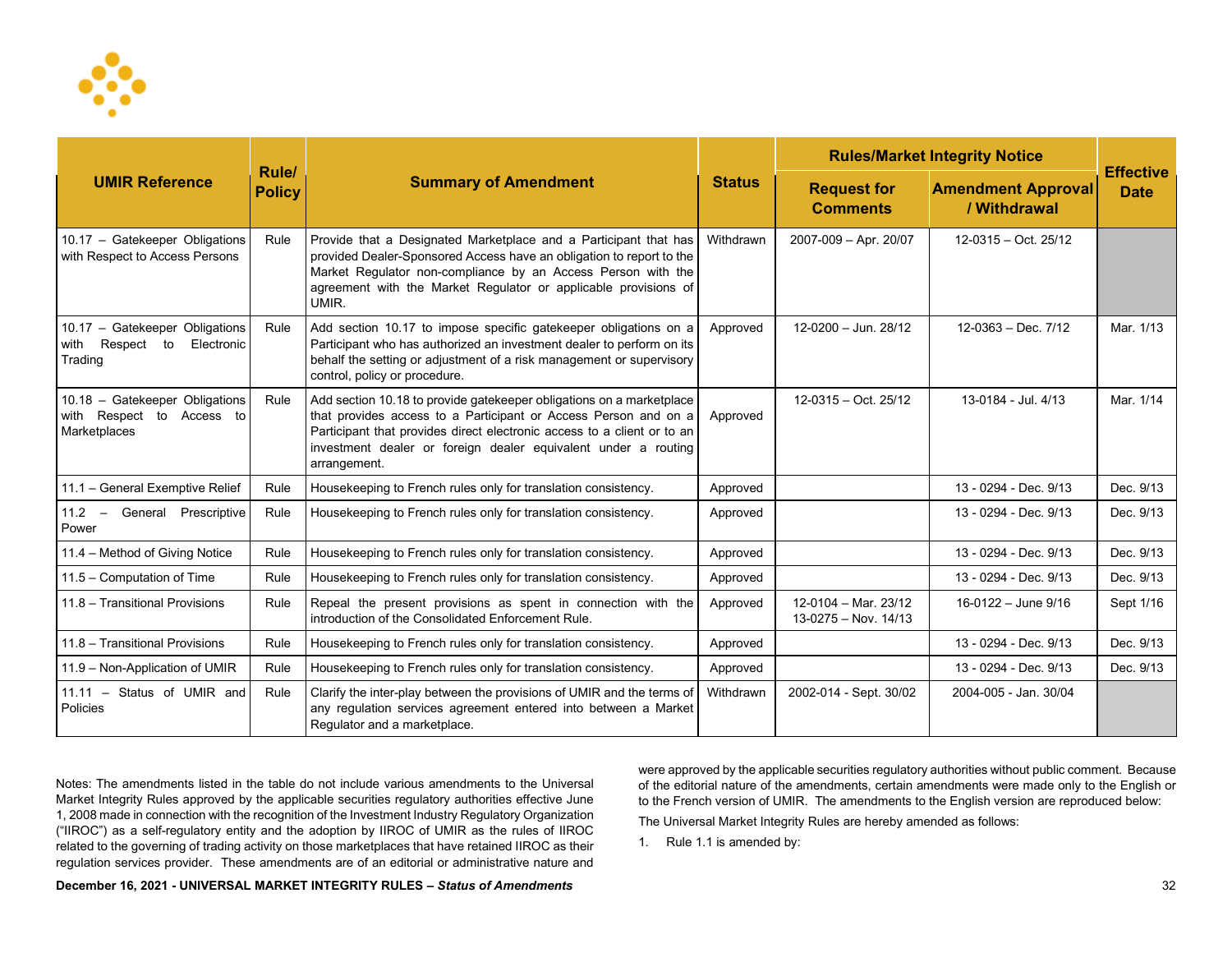| UMIR Reference | Rule/ Policy | Summary of Amendment | Status | Rules/Market Integrity Notice | | Effective Date |
|---|---|---|---|---|---|---|
| | | | | Request for Comments | Amendment Approval / Withdrawal | |
| 10.17 – Gatekeeper Obligations with Respect to Access Persons | Rule | Provide that a Designated Marketplace and a Participant that has provided Dealer-Sponsored Access have an obligation to report to the Market Regulator non-compliance by an Access Person with the agreement with the Market Regulator or applicable provisions of UMIR. | Withdrawn | 2007-009 – Apr. 20/07 | 12-0315 – Oct. 25/12 | |
| 10.17 – Gatekeeper Obligations with Respect to Electronic Trading | Rule | Add section 10.17 to impose specific gatekeeper obligations on a Participant who has authorized an investment dealer to perform on its behalf the setting or adjustment of a risk management or supervisory control, policy or procedure. | Approved | 12-0200 – Jun. 28/12 | 12-0363 – Dec. 7/12 | Mar. 1/13 |
| 10.18 – Gatekeeper Obligations with Respect to Access to Marketplaces | Rule | Add section 10.18 to provide gatekeeper obligations on a marketplace that provides access to a Participant or Access Person and on a Participant that provides direct electronic access to a client or to an investment dealer or foreign dealer equivalent under a routing arrangement. | Approved | 12-0315 – Oct. 25/12 | 13-0184 - Jul. 4/13 | Mar. 1/14 |
| 11.1 – General Exemptive Relief | Rule | Housekeeping to French rules only for translation consistency. | Approved | | 13 - 0294 - Dec. 9/13 | Dec. 9/13 |
| 11.2 – General Prescriptive Power | Rule | Housekeeping to French rules only for translation consistency. | Approved | | 13 - 0294 - Dec. 9/13 | Dec. 9/13 |
| 11.4 – Method of Giving Notice | Rule | Housekeeping to French rules only for translation consistency. | Approved | | 13 - 0294 - Dec. 9/13 | Dec. 9/13 |
| 11.5 – Computation of Time | Rule | Housekeeping to French rules only for translation consistency. | Approved | | 13 - 0294 - Dec. 9/13 | Dec. 9/13 |
| 11.8 – Transitional Provisions | Rule | Repeal the present provisions as spent in connection with the introduction of the Consolidated Enforcement Rule. | Approved | 12-0104 – Mar. 23/12<br>13-0275 – Nov. 14/13 | 16-0122 – June 9/16 | Sept 1/16 |
| 11.8 – Transitional Provisions | Rule | Housekeeping to French rules only for translation consistency. | Approved | | 13 - 0294 - Dec. 9/13 | Dec. 9/13 |
| 11.9 – Non-Application of UMIR | Rule | Housekeeping to French rules only for translation consistency. | Approved | | 13 - 0294 - Dec. 9/13 | Dec. 9/13 |
| 11.11 – Status of UMIR and Policies | Rule | Clarify the inter-play between the provisions of UMIR and the terms of any regulation services agreement entered into between a Market Regulator and a marketplace. | Withdrawn | 2002-014 - Sept. 30/02 | 2004-005 - Jan. 30/04 | |

Notes: The amendments listed in the table do not include various amendments to the Universal Market Integrity Rules approved by the applicable securities regulatory authorities effective June 1, 2008 made in connection with the recognition of the Investment Industry Regulatory Organization ("IIROC") as a self-regulatory entity and the adoption by IIROC of UMIR as the rules of IIROC related to the governing of trading activity on those marketplaces that have retained IIROC as their regulation services provider. These amendments are of an editorial or administrative nature and were approved by the applicable securities regulatory authorities without public comment. Because of the editorial nature of the amendments, certain amendments were made only to the English or to the French version of UMIR. The amendments to the English version are reproduced below:

The Universal Market Integrity Rules are hereby amended as follows:

1. Rule 1.1 is amended by: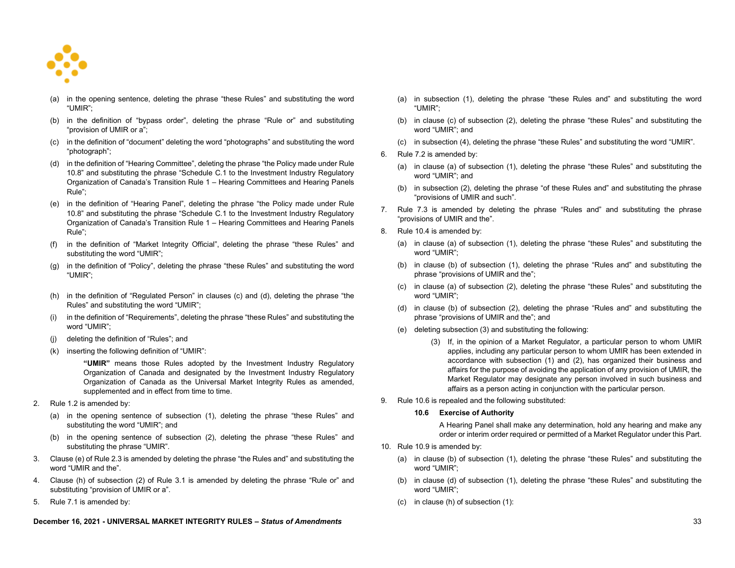(a) in the opening sentence, deleting the phrase "these Rules" and substituting the word "UMIR";

(b) in the definition of "bypass order", deleting the phrase "Rule or" and substituting "provision of UMIR or a";

(c) in the definition of "document" deleting the word "photographs" and substituting the word "photograph";

(d) in the definition of "Hearing Committee", deleting the phrase "the Policy made under Rule 10.8" and substituting the phrase "Schedule C.1 to the Investment Industry Regulatory Organization of Canada's Transition Rule 1 – Hearing Committees and Hearing Panels Rule";

(e) in the definition of "Hearing Panel", deleting the phrase "the Policy made under Rule 10.8" and substituting the phrase "Schedule C.1 to the Investment Industry Regulatory Organization of Canada's Transition Rule 1 – Hearing Committees and Hearing Panels Rule";

(f) in the definition of "Market Integrity Official", deleting the phrase "these Rules" and substituting the word "UMIR";

(g) in the definition of "Policy", deleting the phrase "these Rules" and substituting the word "UMIR";

(h) in the definition of "Regulated Person" in clauses (c) and (d), deleting the phrase "the Rules" and substituting the word "UMIR";

(i) in the definition of "Requirements", deleting the phrase "these Rules" and substituting the word "UMIR";

(j) deleting the definition of "Rules"; and

(k) inserting the following definition of "UMIR":

> **"UMIR"** means those Rules adopted by the Investment Industry Regulatory Organization of Canada and designated by the Investment Industry Regulatory Organization of Canada as the Universal Market Integrity Rules as amended, supplemented and in effect from time to time.

2. Rule 1.2 is amended by:

   (a) in the opening sentence of subsection (1), deleting the phrase "these Rules" and substituting the word "UMIR"; and

   (b) in the opening sentence of subsection (2), deleting the phrase "these Rules" and substituting the phrase "UMIR".

3. Clause (e) of Rule 2.3 is amended by deleting the phrase "the Rules and" and substituting the word "UMIR and the".

4. Clause (h) of subsection (2) of Rule 3.1 is amended by deleting the phrase "Rule or" and substituting "provision of UMIR or a".

5. Rule 7.1 is amended by:

   (a) in subsection (1), deleting the phrase "these Rules and" and substituting the word "UMIR";

   (b) in clause (c) of subsection (2), deleting the phrase "these Rules" and substituting the word "UMIR"; and

   (c) in subsection (4), deleting the phrase "these Rules" and substituting the word "UMIR".

6. Rule 7.2 is amended by:

   (a) in clause (a) of subsection (1), deleting the phrase "these Rules" and substituting the word "UMIR"; and

   (b) in subsection (2), deleting the phrase "of these Rules and" and substituting the phrase "provisions of UMIR and such".

7. Rule 7.3 is amended by deleting the phrase "Rules and" and substituting the phrase "provisions of UMIR and the".

8. Rule 10.4 is amended by:

   (a) in clause (a) of subsection (1), deleting the phrase "these Rules" and substituting the word "UMIR";

   (b) in clause (b) of subsection (1), deleting the phrase "Rules and" and substituting the phrase "provisions of UMIR and the";

   (c) in clause (a) of subsection (2), deleting the phrase "these Rules" and substituting the word "UMIR";

   (d) in clause (b) of subsection (2), deleting the phrase "Rules and" and substituting the phrase "provisions of UMIR and the"; and

   (e) deleting subsection (3) and substituting the following:

   > (3) If, in the opinion of a Market Regulator, a particular person to whom UMIR applies, including any particular person to whom UMIR has been extended in accordance with subsection (1) and (2), has organized their business and affairs for the purpose of avoiding the application of any provision of UMIR, the Market Regulator may designate any person involved in such business and affairs as a person acting in conjunction with the particular person.

9. Rule 10.6 is repealed and the following substituted:

   > **10.6 Exercise of Authority**
   >
   > A Hearing Panel shall make any determination, hold any hearing and make any order or interim order required or permitted of a Market Regulator under this Part.

10. Rule 10.9 is amended by:

    (a) in clause (b) of subsection (1), deleting the phrase "these Rules" and substituting the word "UMIR";

    (b) in clause (d) of subsection (1), deleting the phrase "these Rules" and substituting the word "UMIR";

    (c) in clause (h) of subsection (1):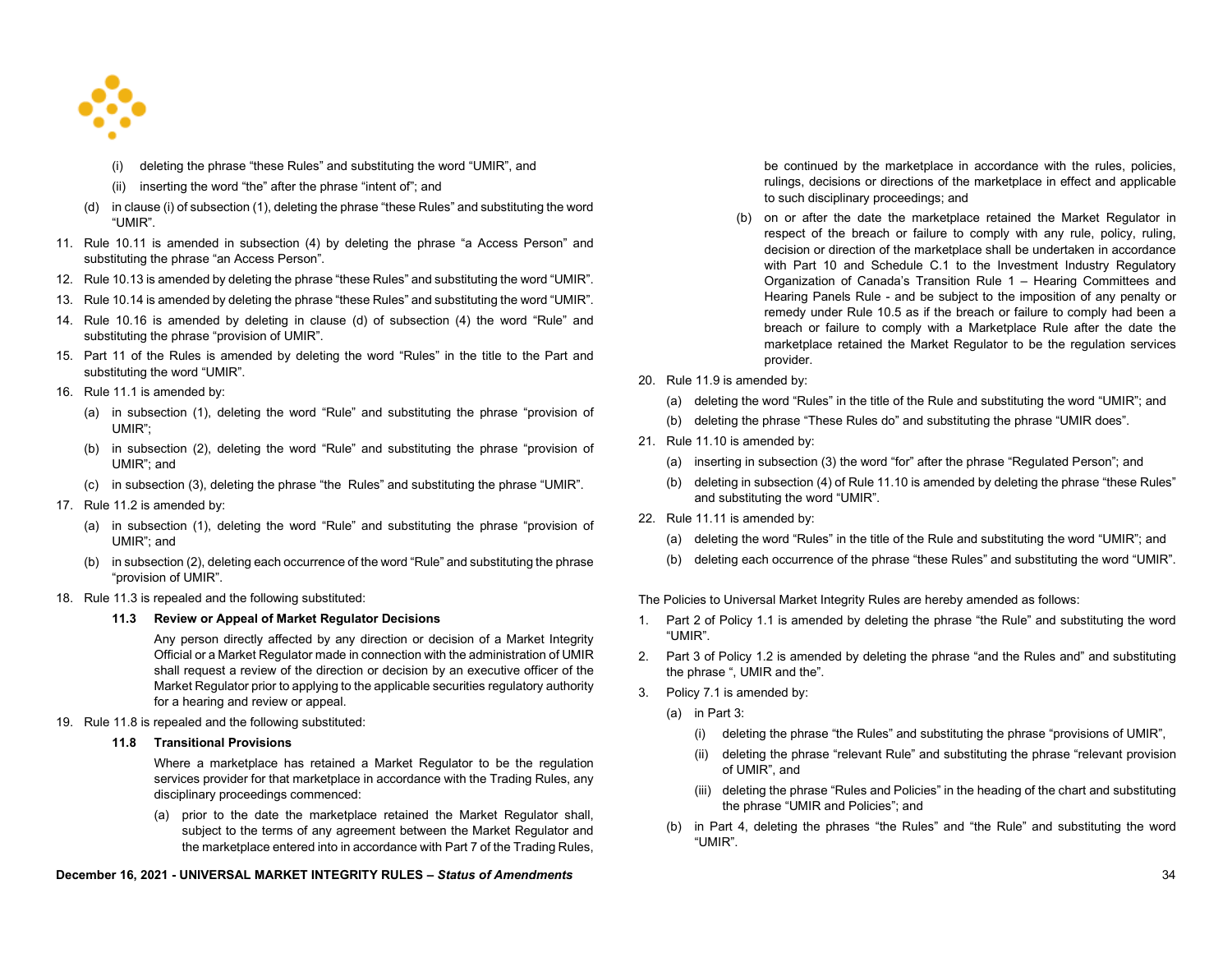(i) deleting the phrase "these Rules" and substituting the word "UMIR", and

(ii) inserting the word "the" after the phrase "intent of"; and

(d) in clause (i) of subsection (1), deleting the phrase "these Rules" and substituting the word "UMIR".

11. Rule 10.11 is amended in subsection (4) by deleting the phrase "a Access Person" and substituting the phrase "an Access Person".

12. Rule 10.13 is amended by deleting the phrase "these Rules" and substituting the word "UMIR".

13. Rule 10.14 is amended by deleting the phrase "these Rules" and substituting the word "UMIR".

14. Rule 10.16 is amended by deleting in clause (d) of subsection (4) the word "Rule" and substituting the phrase "provision of UMIR".

15. Part 11 of the Rules is amended by deleting the word "Rules" in the title to the Part and substituting the word "UMIR".

16. Rule 11.1 is amended by:

    (a) in subsection (1), deleting the word "Rule" and substituting the phrase "provision of UMIR";

    (b) in subsection (2), deleting the word "Rule" and substituting the phrase "provision of UMIR"; and

    (c) in subsection (3), deleting the phrase "the Rules" and substituting the phrase "UMIR".

17. Rule 11.2 is amended by:

    (a) in subsection (1), deleting the word "Rule" and substituting the phrase "provision of UMIR"; and

    (b) in subsection (2), deleting each occurrence of the word "Rule" and substituting the phrase "provision of UMIR".

18. Rule 11.3 is repealed and the following substituted:

    **11.3 Review or Appeal of Market Regulator Decisions**

    Any person directly affected by any direction or decision of a Market Integrity Official or a Market Regulator made in connection with the administration of UMIR shall request a review of the direction or decision by an executive officer of the Market Regulator prior to applying to the applicable securities regulatory authority for a hearing and review or appeal.

19. Rule 11.8 is repealed and the following substituted:

    **11.8 Transitional Provisions**

    Where a marketplace has retained a Market Regulator to be the regulation services provider for that marketplace in accordance with the Trading Rules, any disciplinary proceedings commenced:

    (a) prior to the date the marketplace retained the Market Regulator shall, subject to the terms of any agreement between the Market Regulator and the marketplace entered into in accordance with Part 7 of the Trading Rules, be continued by the marketplace in accordance with the rules, policies, rulings, decisions or directions of the marketplace in effect and applicable to such disciplinary proceedings; and

    (b) on or after the date the marketplace retained the Market Regulator in respect of the breach or failure to comply with any rule, policy, ruling, decision or direction of the marketplace shall be undertaken in accordance with Part 10 and Schedule C.1 to the Investment Industry Regulatory Organization of Canada's Transition Rule 1 – Hearing Committees and Hearing Panels Rule - and be subject to the imposition of any penalty or remedy under Rule 10.5 as if the breach or failure to comply had been a breach or failure to comply with a Marketplace Rule after the date the marketplace retained the Market Regulator to be the regulation services provider.

20. Rule 11.9 is amended by:

    (a) deleting the word "Rules" in the title of the Rule and substituting the word "UMIR"; and

    (b) deleting the phrase "These Rules do" and substituting the phrase "UMIR does".

21. Rule 11.10 is amended by:

    (a) inserting in subsection (3) the word "for" after the phrase "Regulated Person"; and

    (b) deleting in subsection (4) of Rule 11.10 is amended by deleting the phrase "these Rules" and substituting the word "UMIR".

22. Rule 11.11 is amended by:

    (a) deleting the word "Rules" in the title of the Rule and substituting the word "UMIR"; and

    (b) deleting each occurrence of the phrase "these Rules" and substituting the word "UMIR".

The Policies to Universal Market Integrity Rules are hereby amended as follows:

1. Part 2 of Policy 1.1 is amended by deleting the phrase "the Rule" and substituting the word "UMIR".

2. Part 3 of Policy 1.2 is amended by deleting the phrase "and the Rules and" and substituting the phrase ", UMIR and the".

3. Policy 7.1 is amended by:

    (a) in Part 3:

        (i) deleting the phrase "the Rules" and substituting the phrase "provisions of UMIR",

        (ii) deleting the phrase "relevant Rule" and substituting the phrase "relevant provision of UMIR", and

        (iii) deleting the phrase "Rules and Policies" in the heading of the chart and substituting the phrase "UMIR and Policies"; and

    (b) in Part 4, deleting the phrases "the Rules" and "the Rule" and substituting the word "UMIR".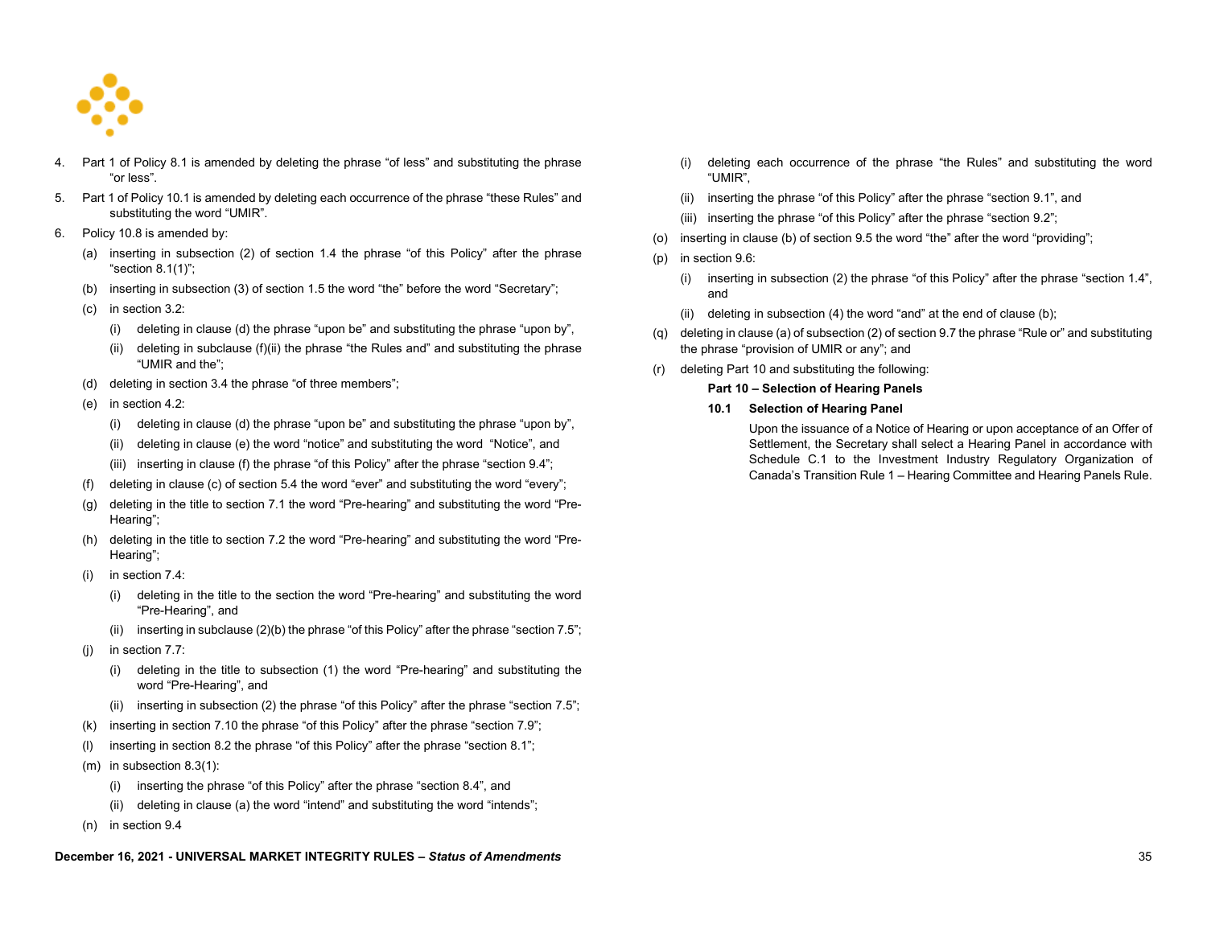4. Part 1 of Policy 8.1 is amended by deleting the phrase "of less" and substituting the phrase "or less".
5. Part 1 of Policy 10.1 is amended by deleting each occurrence of the phrase "these Rules" and substituting the word "UMIR".
6. Policy 10.8 is amended by:
   - (a) inserting in subsection (2) of section 1.4 the phrase "of this Policy" after the phrase "section 8.1(1)";
   - (b) inserting in subsection (3) of section 1.5 the word "the" before the word "Secretary";
   - (c) in section 3.2:
     - (i) deleting in clause (d) the phrase "upon be" and substituting the phrase "upon by",
     - (ii) deleting in subclause (f)(ii) the phrase "the Rules and" and substituting the phrase "UMIR and the";
   - (d) deleting in section 3.4 the phrase "of three members";
   - (e) in section 4.2:
     - (i) deleting in clause (d) the phrase "upon be" and substituting the phrase "upon by",
     - (ii) deleting in clause (e) the word "notice" and substituting the word "Notice", and
     - (iii) inserting in clause (f) the phrase "of this Policy" after the phrase "section 9.4";
   - (f) deleting in clause (c) of section 5.4 the word "ever" and substituting the word "every";
   - (g) deleting in the title to section 7.1 the word "Pre-hearing" and substituting the word "Pre-Hearing";
   - (h) deleting in the title to section 7.2 the word "Pre-hearing" and substituting the word "Pre-Hearing";
   - (i) in section 7.4:
     - (i) deleting in the title to the section the word "Pre-hearing" and substituting the word "Pre-Hearing", and
     - (ii) inserting in subclause (2)(b) the phrase "of this Policy" after the phrase "section 7.5";
   - (j) in section 7.7:
     - (i) deleting in the title to subsection (1) the word "Pre-hearing" and substituting the word "Pre-Hearing", and
     - (ii) inserting in subsection (2) the phrase "of this Policy" after the phrase "section 7.5";
   - (k) inserting in section 7.10 the phrase "of this Policy" after the phrase "section 7.9";
   - (l) inserting in section 8.2 the phrase "of this Policy" after the phrase "section 8.1";
   - (m) in subsection 8.3(1):
     - (i) inserting the phrase "of this Policy" after the phrase "section 8.4", and
     - (ii) deleting in clause (a) the word "intend" and substituting the word "intends";
   - (n) in section 9.4
     - (i) deleting each occurrence of the phrase "the Rules" and substituting the word "UMIR",
     - (ii) inserting the phrase "of this Policy" after the phrase "section 9.1", and
     - (iii) inserting the phrase "of this Policy" after the phrase "section 9.2";
   - (o) inserting in clause (b) of section 9.5 the word "the" after the word "providing";
   - (p) in section 9.6:
     - (i) inserting in subsection (2) the phrase "of this Policy" after the phrase "section 1.4", and
     - (ii) deleting in subsection (4) the word "and" at the end of clause (b);
   - (q) deleting in clause (a) of subsection (2) of section 9.7 the phrase "Rule or" and substituting the phrase "provision of UMIR or any"; and
   - (r) deleting Part 10 and substituting the following:

     **Part 10 – Selection of Hearing Panels**

     **10.1 Selection of Hearing Panel**

     Upon the issuance of a Notice of Hearing or upon acceptance of an Offer of Settlement, the Secretary shall select a Hearing Panel in accordance with Schedule C.1 to the Investment Industry Regulatory Organization of Canada's Transition Rule 1 – Hearing Committee and Hearing Panels Rule.